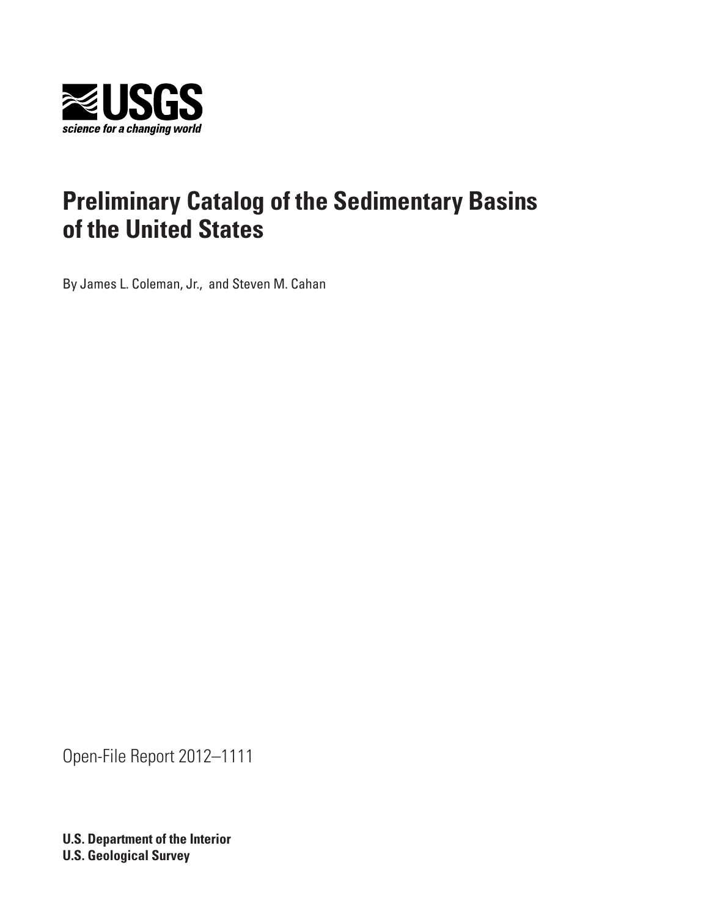USGS

*science for a changing world*

# Preliminary Catalog of the Sedimentary Basins of the United States

By James L. Coleman, Jr., and Steven M. Cahan

Open-File Report 2012–1111

**U.S. Department of the Interior**
**U.S. Geological Survey**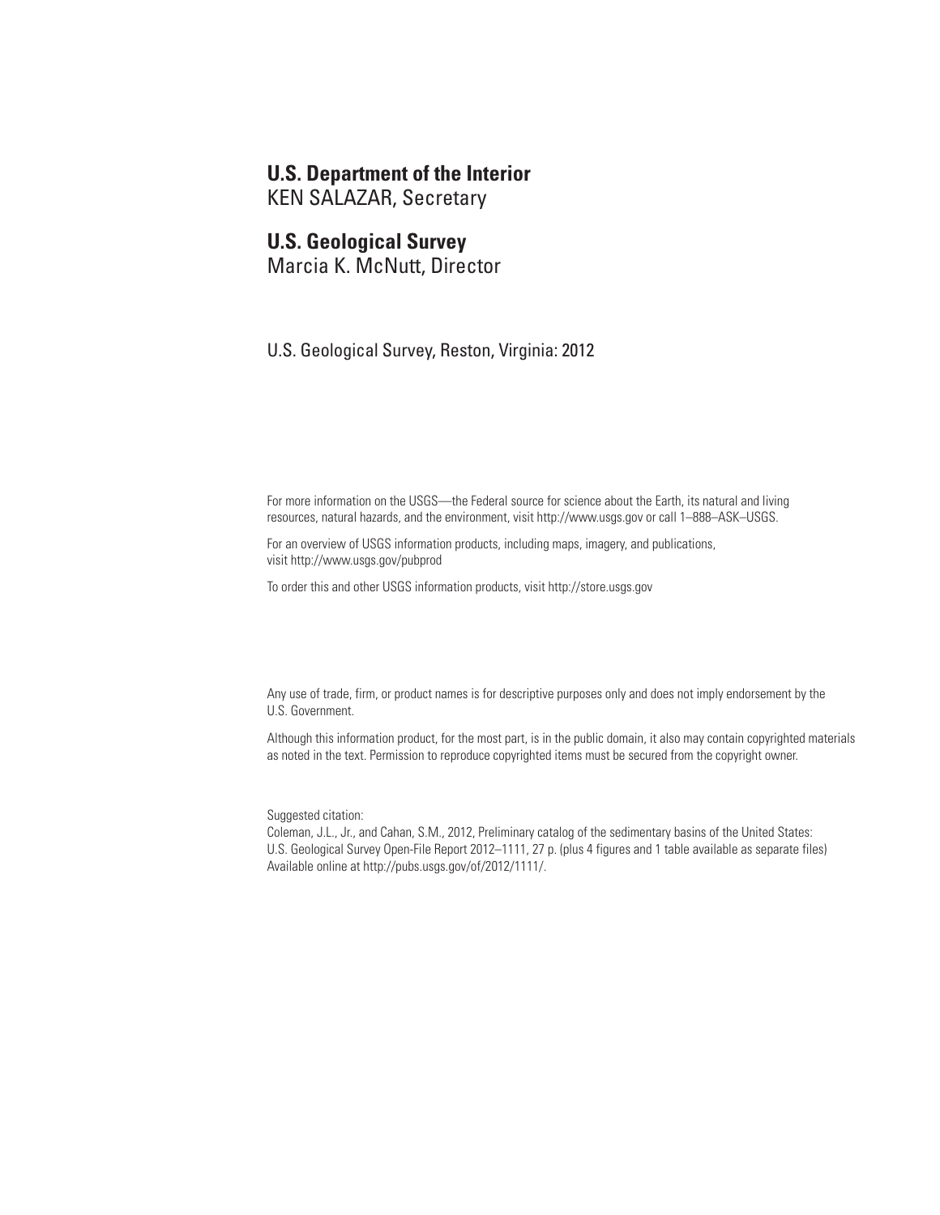**U.S. Department of the Interior**
KEN SALAZAR, Secretary

**U.S. Geological Survey**
Marcia K. McNutt, Director

U.S. Geological Survey, Reston, Virginia: 2012

For more information on the USGS—the Federal source for science about the Earth, its natural and living resources, natural hazards, and the environment, visit http://www.usgs.gov or call 1–888–ASK–USGS.

For an overview of USGS information products, including maps, imagery, and publications, visit http://www.usgs.gov/pubprod

To order this and other USGS information products, visit http://store.usgs.gov

Any use of trade, firm, or product names is for descriptive purposes only and does not imply endorsement by the U.S. Government.

Although this information product, for the most part, is in the public domain, it also may contain copyrighted materials as noted in the text. Permission to reproduce copyrighted items must be secured from the copyright owner.

Suggested citation:
Coleman, J.L., Jr., and Cahan, S.M., 2012, Preliminary catalog of the sedimentary basins of the United States: U.S. Geological Survey Open-File Report 2012–1111, 27 p. (plus 4 figures and 1 table available as separate files) Available online at http://pubs.usgs.gov/of/2012/1111/.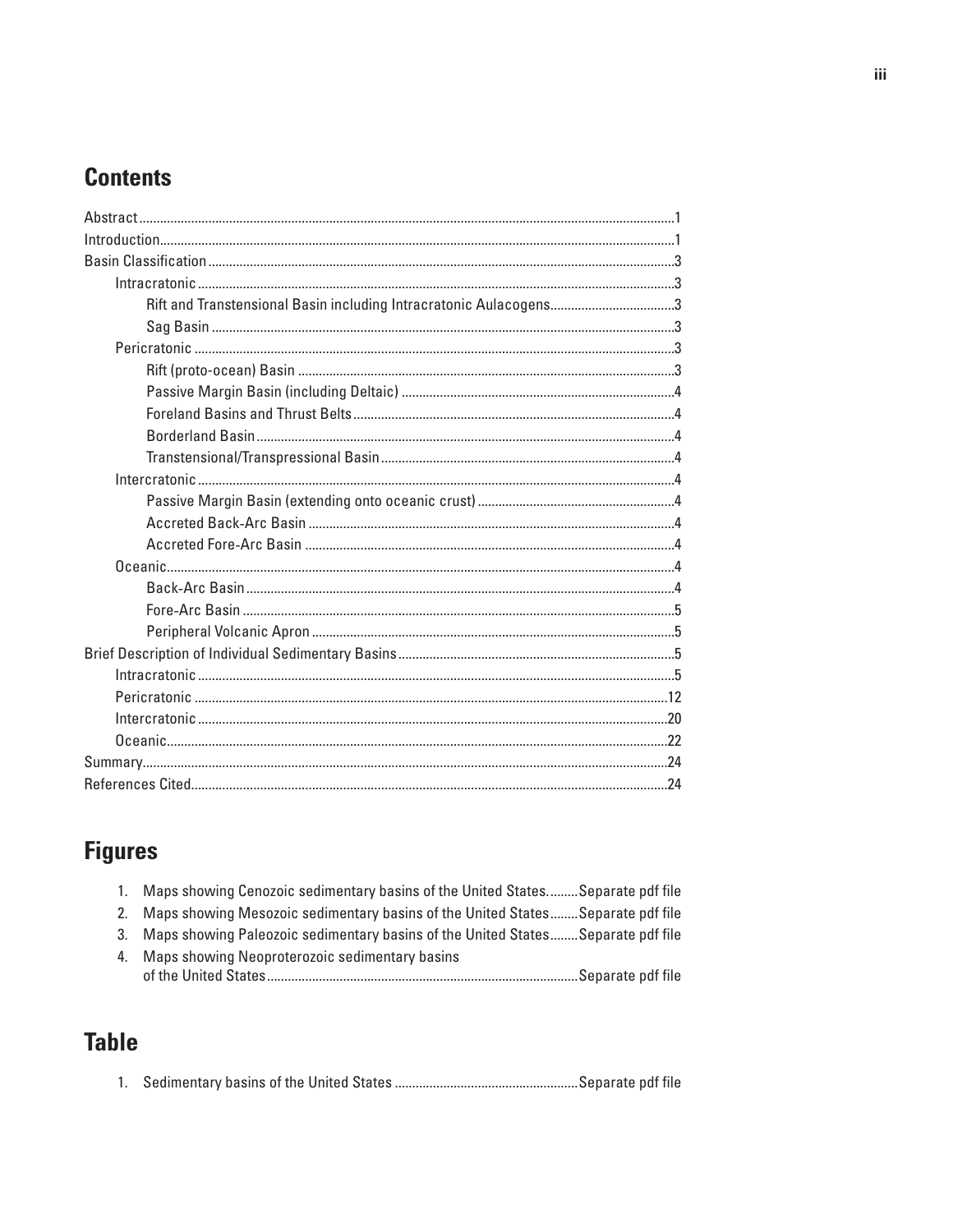## Contents

- Abstract ... 1
- Introduction ... 1
- Basin Classification ... 3
  - Intracratonic ... 3
    - Rift and Transtensional Basin including Intracratonic Aulacogens ... 3
    - Sag Basin ... 3
  - Pericratonic ... 3
    - Rift (proto-ocean) Basin ... 3
    - Passive Margin Basin (including Deltaic) ... 4
    - Foreland Basins and Thrust Belts ... 4
    - Borderland Basin ... 4
    - Transtensional/Transpressional Basin ... 4
  - Intercratonic ... 4
    - Passive Margin Basin (extending onto oceanic crust) ... 4
    - Accreted Back-Arc Basin ... 4
    - Accreted Fore-Arc Basin ... 4
  - Oceanic ... 4
    - Back-Arc Basin ... 4
    - Fore-Arc Basin ... 5
    - Peripheral Volcanic Apron ... 5
- Brief Description of Individual Sedimentary Basins ... 5
  - Intracratonic ... 5
  - Pericratonic ... 12
  - Intercratonic ... 20
  - Oceanic ... 22
- Summary ... 24
- References Cited ... 24

## Figures

1. Maps showing Cenozoic sedimentary basins of the United States ... Separate pdf file
2. Maps showing Mesozoic sedimentary basins of the United States ... Separate pdf file
3. Maps showing Paleozoic sedimentary basins of the United States ... Separate pdf file
4. Maps showing Neoproterozoic sedimentary basins of the United States ... Separate pdf file

## Table

1. Sedimentary basins of the United States ... Separate pdf file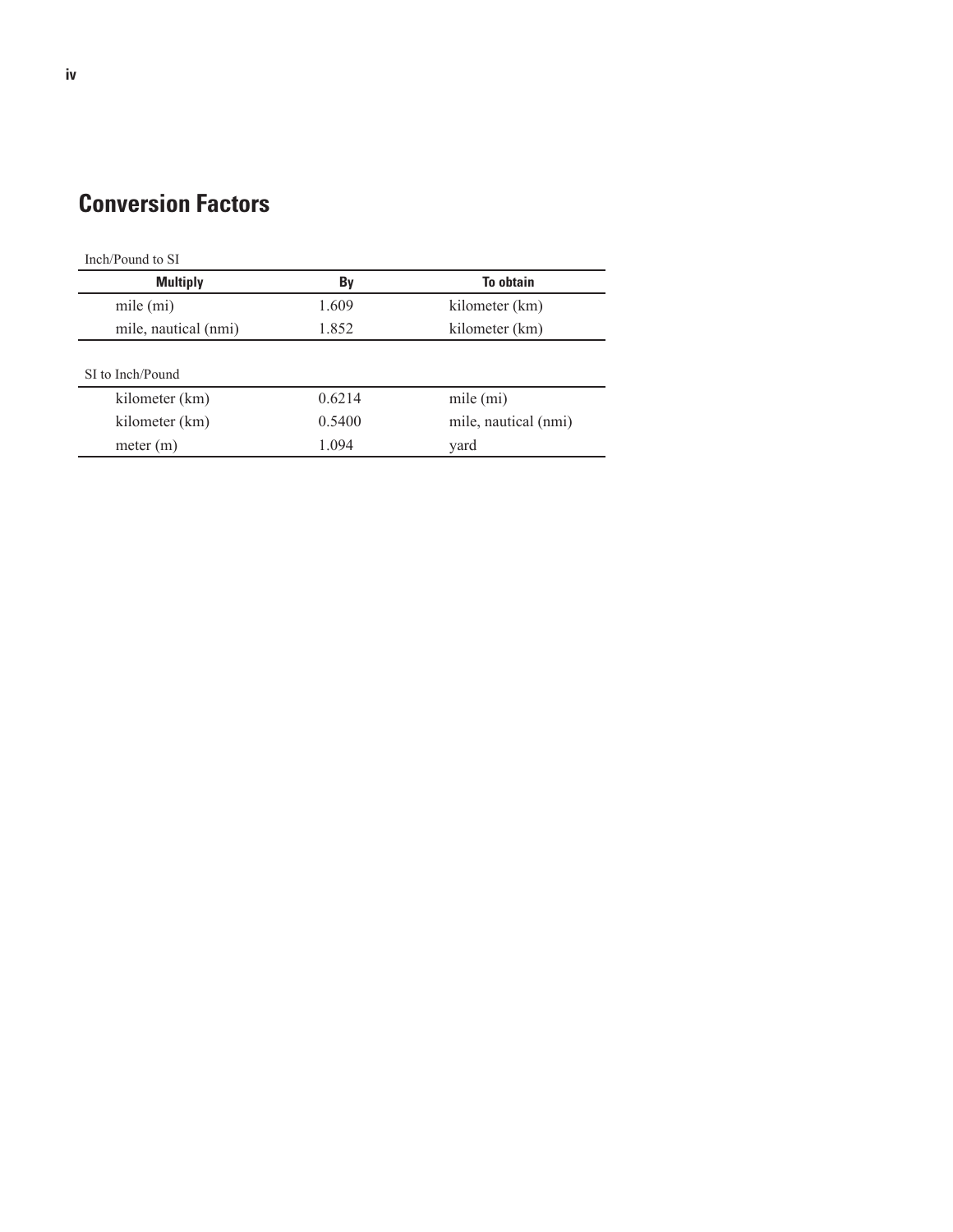# Conversion Factors

Inch/Pound to SI

| Multiply | By | To obtain |
|---|---|---|
| mile (mi) | 1.609 | kilometer (km) |
| mile, nautical (nmi) | 1.852 | kilometer (km) |

SI to Inch/Pound

| Multiply | By | To obtain |
|---|---|---|
| kilometer (km) | 0.6214 | mile (mi) |
| kilometer (km) | 0.5400 | mile, nautical (nmi) |
| meter (m) | 1.094 | yard |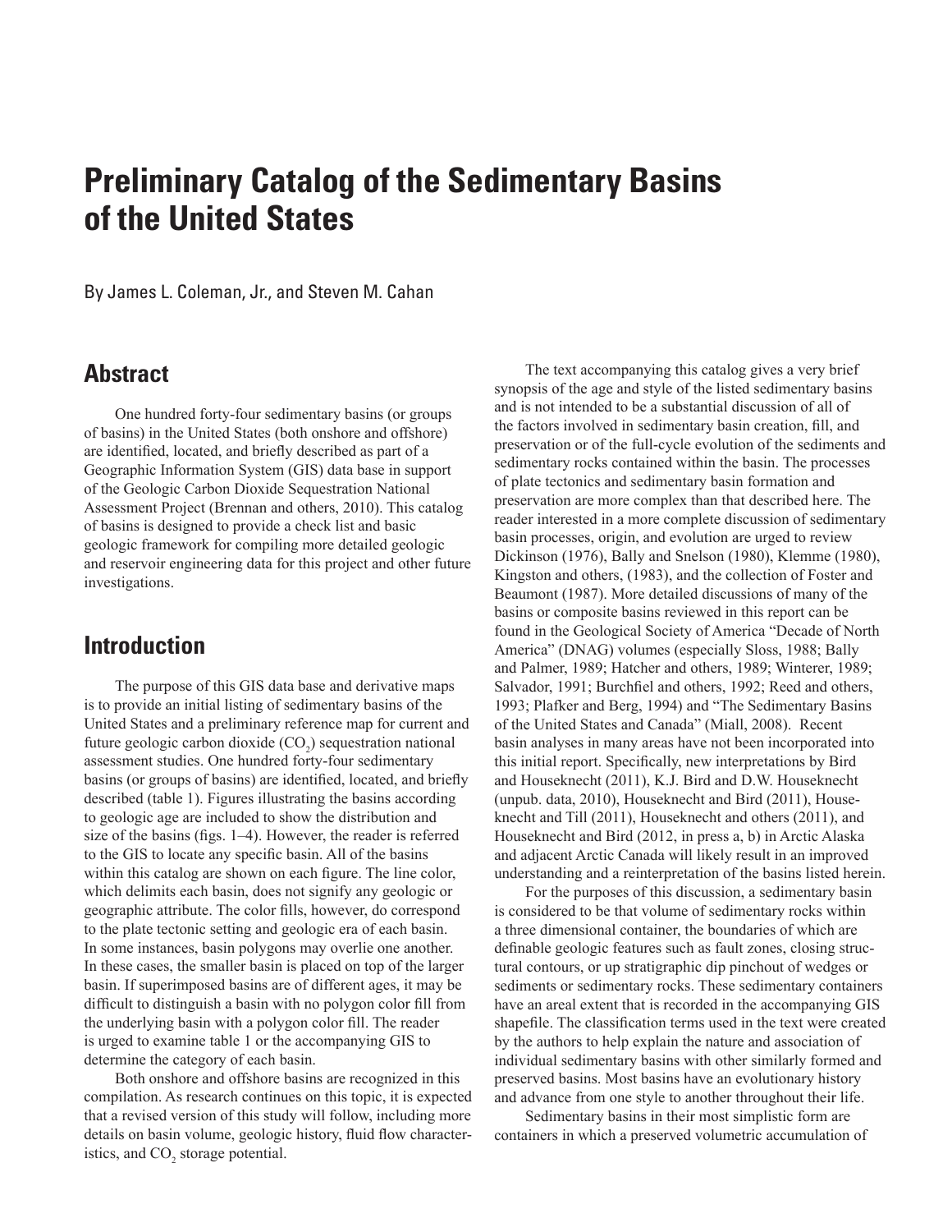# Preliminary Catalog of the Sedimentary Basins of the United States

By James L. Coleman, Jr., and Steven M. Cahan

## Abstract

One hundred forty-four sedimentary basins (or groups of basins) in the United States (both onshore and offshore) are identified, located, and briefly described as part of a Geographic Information System (GIS) data base in support of the Geologic Carbon Dioxide Sequestration National Assessment Project (Brennan and others, 2010). This catalog of basins is designed to provide a check list and basic geologic framework for compiling more detailed geologic and reservoir engineering data for this project and other future investigations.

## Introduction

The purpose of this GIS data base and derivative maps is to provide an initial listing of sedimentary basins of the United States and a preliminary reference map for current and future geologic carbon dioxide ($CO_2$) sequestration national assessment studies. One hundred forty-four sedimentary basins (or groups of basins) are identified, located, and briefly described (table 1). Figures illustrating the basins according to geologic age are included to show the distribution and size of the basins (figs. 1–4). However, the reader is referred to the GIS to locate any specific basin. All of the basins within this catalog are shown on each figure. The line color, which delimits each basin, does not signify any geologic or geographic attribute. The color fills, however, do correspond to the plate tectonic setting and geologic era of each basin. In some instances, basin polygons may overlie one another. In these cases, the smaller basin is placed on top of the larger basin. If superimposed basins are of different ages, it may be difficult to distinguish a basin with no polygon color fill from the underlying basin with a polygon color fill. The reader is urged to examine table 1 or the accompanying GIS to determine the category of each basin.

Both onshore and offshore basins are recognized in this compilation. As research continues on this topic, it is expected that a revised version of this study will follow, including more details on basin volume, geologic history, fluid flow characteristics, and $CO_2$ storage potential.

The text accompanying this catalog gives a very brief synopsis of the age and style of the listed sedimentary basins and is not intended to be a substantial discussion of all of the factors involved in sedimentary basin creation, fill, and preservation or of the full-cycle evolution of the sediments and sedimentary rocks contained within the basin. The processes of plate tectonics and sedimentary basin formation and preservation are more complex than that described here. The reader interested in a more complete discussion of sedimentary basin processes, origin, and evolution are urged to review Dickinson (1976), Bally and Snelson (1980), Klemme (1980), Kingston and others, (1983), and the collection of Foster and Beaumont (1987). More detailed discussions of many of the basins or composite basins reviewed in this report can be found in the Geological Society of America "Decade of North America" (DNAG) volumes (especially Sloss, 1988; Bally and Palmer, 1989; Hatcher and others, 1989; Winterer, 1989; Salvador, 1991; Burchfiel and others, 1992; Reed and others, 1993; Plafker and Berg, 1994) and "The Sedimentary Basins of the United States and Canada" (Miall, 2008). Recent basin analyses in many areas have not been incorporated into this initial report. Specifically, new interpretations by Bird and Houseknecht (2011), K.J. Bird and D.W. Houseknecht (unpub. data, 2010), Houseknecht and Bird (2011), Houseknecht and Till (2011), Houseknecht and others (2011), and Houseknecht and Bird (2012, in press a, b) in Arctic Alaska and adjacent Arctic Canada will likely result in an improved understanding and a reinterpretation of the basins listed herein.

For the purposes of this discussion, a sedimentary basin is considered to be that volume of sedimentary rocks within a three dimensional container, the boundaries of which are definable geologic features such as fault zones, closing structural contours, or up stratigraphic dip pinchout of wedges or sediments or sedimentary rocks. These sedimentary containers have an areal extent that is recorded in the accompanying GIS shapefile. The classification terms used in the text were created by the authors to help explain the nature and association of individual sedimentary basins with other similarly formed and preserved basins. Most basins have an evolutionary history and advance from one style to another throughout their life.

Sedimentary basins in their most simplistic form are containers in which a preserved volumetric accumulation of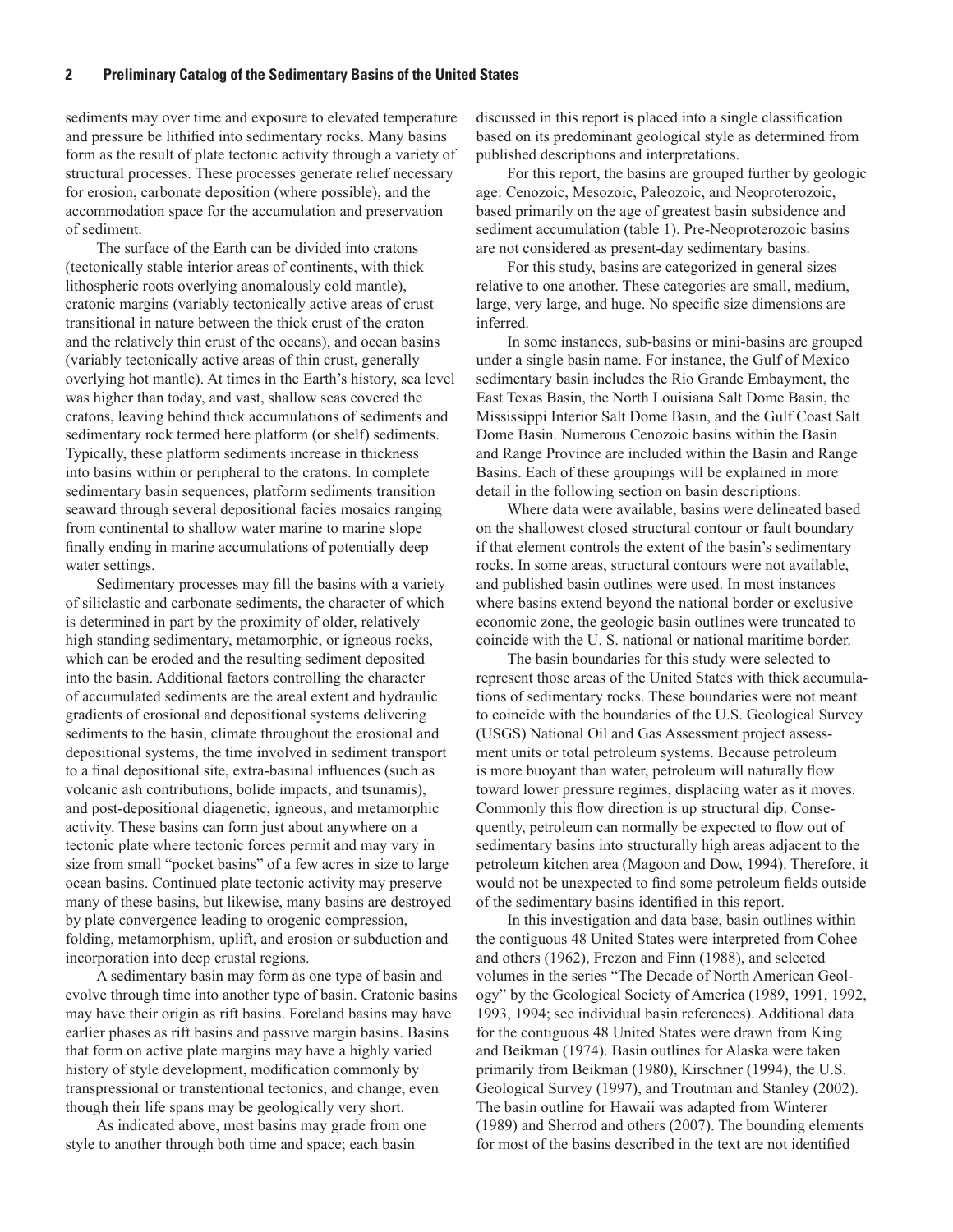sediments may over time and exposure to elevated temperature and pressure be lithified into sedimentary rocks. Many basins form as the result of plate tectonic activity through a variety of structural processes. These processes generate relief necessary for erosion, carbonate deposition (where possible), and the accommodation space for the accumulation and preservation of sediment.

The surface of the Earth can be divided into cratons (tectonically stable interior areas of continents, with thick lithospheric roots overlying anomalously cold mantle), cratonic margins (variably tectonically active areas of crust transitional in nature between the thick crust of the craton and the relatively thin crust of the oceans), and ocean basins (variably tectonically active areas of thin crust, generally overlying hot mantle). At times in the Earth's history, sea level was higher than today, and vast, shallow seas covered the cratons, leaving behind thick accumulations of sediments and sedimentary rock termed here platform (or shelf) sediments. Typically, these platform sediments increase in thickness into basins within or peripheral to the cratons. In complete sedimentary basin sequences, platform sediments transition seaward through several depositional facies mosaics ranging from continental to shallow water marine to marine slope finally ending in marine accumulations of potentially deep water settings.

Sedimentary processes may fill the basins with a variety of siliclastic and carbonate sediments, the character of which is determined in part by the proximity of older, relatively high standing sedimentary, metamorphic, or igneous rocks, which can be eroded and the resulting sediment deposited into the basin. Additional factors controlling the character of accumulated sediments are the areal extent and hydraulic gradients of erosional and depositional systems delivering sediments to the basin, climate throughout the erosional and depositional systems, the time involved in sediment transport to a final depositional site, extra-basinal influences (such as volcanic ash contributions, bolide impacts, and tsunamis), and post-depositional diagenetic, igneous, and metamorphic activity. These basins can form just about anywhere on a tectonic plate where tectonic forces permit and may vary in size from small "pocket basins" of a few acres in size to large ocean basins. Continued plate tectonic activity may preserve many of these basins, but likewise, many basins are destroyed by plate convergence leading to orogenic compression, folding, metamorphism, uplift, and erosion or subduction and incorporation into deep crustal regions.

A sedimentary basin may form as one type of basin and evolve through time into another type of basin. Cratonic basins may have their origin as rift basins. Foreland basins may have earlier phases as rift basins and passive margin basins. Basins that form on active plate margins may have a highly varied history of style development, modification commonly by transpressional or transtentional tectonics, and change, even though their life spans may be geologically very short.

As indicated above, most basins may grade from one style to another through both time and space; each basin discussed in this report is placed into a single classification based on its predominant geological style as determined from published descriptions and interpretations.

For this report, the basins are grouped further by geologic age: Cenozoic, Mesozoic, Paleozoic, and Neoproterozoic, based primarily on the age of greatest basin subsidence and sediment accumulation (table 1). Pre-Neoproterozoic basins are not considered as present-day sedimentary basins.

For this study, basins are categorized in general sizes relative to one another. These categories are small, medium, large, very large, and huge. No specific size dimensions are inferred.

In some instances, sub-basins or mini-basins are grouped under a single basin name. For instance, the Gulf of Mexico sedimentary basin includes the Rio Grande Embayment, the East Texas Basin, the North Louisiana Salt Dome Basin, the Mississippi Interior Salt Dome Basin, and the Gulf Coast Salt Dome Basin. Numerous Cenozoic basins within the Basin and Range Province are included within the Basin and Range Basins. Each of these groupings will be explained in more detail in the following section on basin descriptions.

Where data were available, basins were delineated based on the shallowest closed structural contour or fault boundary if that element controls the extent of the basin's sedimentary rocks. In some areas, structural contours were not available, and published basin outlines were used. In most instances where basins extend beyond the national border or exclusive economic zone, the geologic basin outlines were truncated to coincide with the U. S. national or national maritime border.

The basin boundaries for this study were selected to represent those areas of the United States with thick accumulations of sedimentary rocks. These boundaries were not meant to coincide with the boundaries of the U.S. Geological Survey (USGS) National Oil and Gas Assessment project assessment units or total petroleum systems. Because petroleum is more buoyant than water, petroleum will naturally flow toward lower pressure regimes, displacing water as it moves. Commonly this flow direction is up structural dip. Consequently, petroleum can normally be expected to flow out of sedimentary basins into structurally high areas adjacent to the petroleum kitchen area (Magoon and Dow, 1994). Therefore, it would not be unexpected to find some petroleum fields outside of the sedimentary basins identified in this report.

In this investigation and data base, basin outlines within the contiguous 48 United States were interpreted from Cohee and others (1962), Frezon and Finn (1988), and selected volumes in the series "The Decade of North American Geology" by the Geological Society of America (1989, 1991, 1992, 1993, 1994; see individual basin references). Additional data for the contiguous 48 United States were drawn from King and Beikman (1974). Basin outlines for Alaska were taken primarily from Beikman (1980), Kirschner (1994), the U.S. Geological Survey (1997), and Troutman and Stanley (2002). The basin outline for Hawaii was adapted from Winterer (1989) and Sherrod and others (2007). The bounding elements for most of the basins described in the text are not identified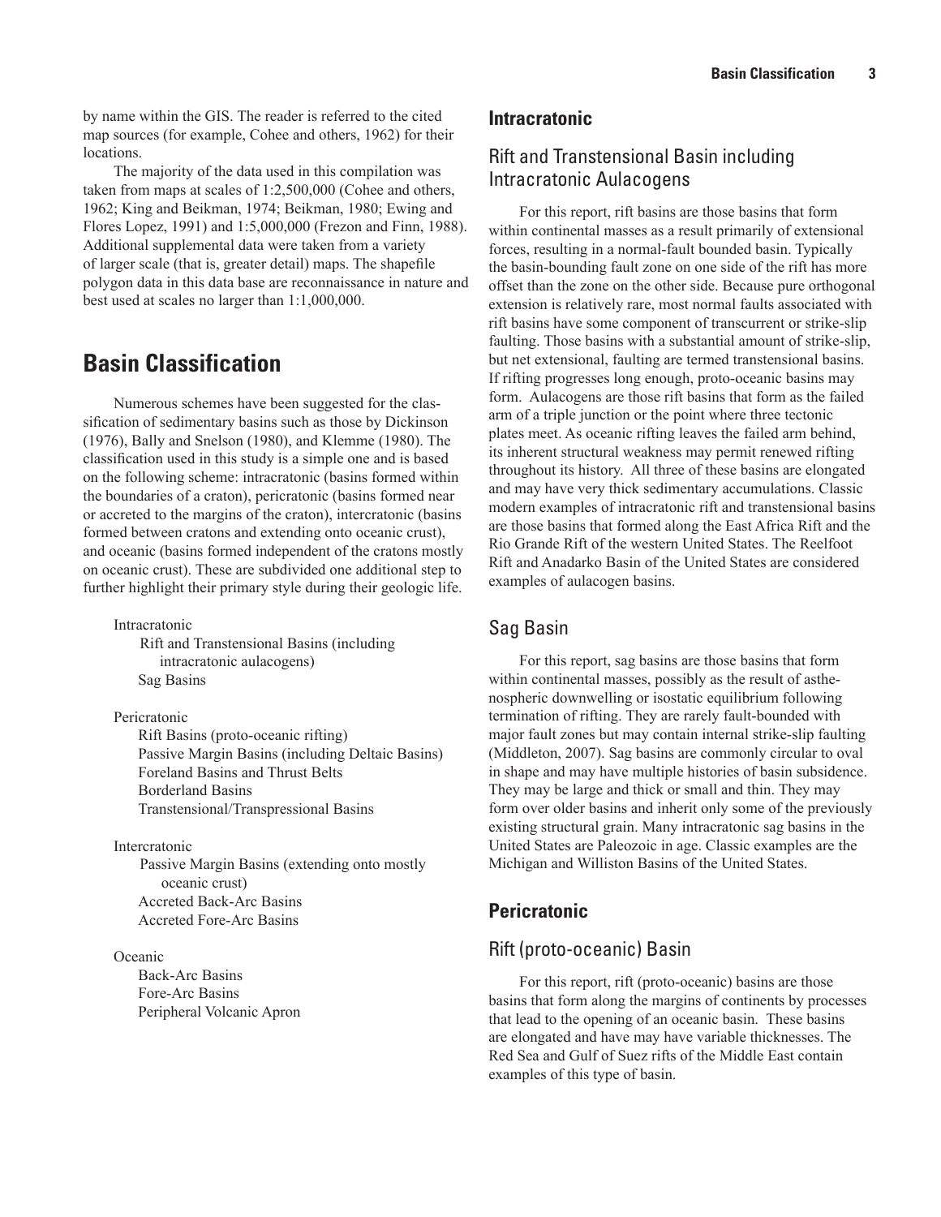by name within the GIS. The reader is referred to the cited map sources (for example, Cohee and others, 1962) for their locations.

The majority of the data used in this compilation was taken from maps at scales of 1:2,500,000 (Cohee and others, 1962; King and Beikman, 1974; Beikman, 1980; Ewing and Flores Lopez, 1991) and 1:5,000,000 (Frezon and Finn, 1988). Additional supplemental data were taken from a variety of larger scale (that is, greater detail) maps. The shapefile polygon data in this data base are reconnaissance in nature and best used at scales no larger than 1:1,000,000.

# Basin Classification

Numerous schemes have been suggested for the classification of sedimentary basins such as those by Dickinson (1976), Bally and Snelson (1980), and Klemme (1980). The classification used in this study is a simple one and is based on the following scheme: intracratonic (basins formed within the boundaries of a craton), pericratonic (basins formed near or accreted to the margins of the craton), intercratonic (basins formed between cratons and extending onto oceanic crust), and oceanic (basins formed independent of the cratons mostly on oceanic crust). These are subdivided one additional step to further highlight their primary style during their geologic life.

- Intracratonic
  - Rift and Transtensional Basins (including intracratonic aulacogens)
  - Sag Basins
- Pericratonic
  - Rift Basins (proto-oceanic rifting)
  - Passive Margin Basins (including Deltaic Basins)
  - Foreland Basins and Thrust Belts
  - Borderland Basins
  - Transtensional/Transpressional Basins
- Intercratonic
  - Passive Margin Basins (extending onto mostly oceanic crust)
  - Accreted Back-Arc Basins
  - Accreted Fore-Arc Basins
- Oceanic
  - Back-Arc Basins
  - Fore-Arc Basins
  - Peripheral Volcanic Apron

## Intracratonic

### Rift and Transtensional Basin including Intracratonic Aulacogens

For this report, rift basins are those basins that form within continental masses as a result primarily of extensional forces, resulting in a normal-fault bounded basin. Typically the basin-bounding fault zone on one side of the rift has more offset than the zone on the other side. Because pure orthogonal extension is relatively rare, most normal faults associated with rift basins have some component of transcurrent or strike-slip faulting. Those basins with a substantial amount of strike-slip, but net extensional, faulting are termed transtensional basins. If rifting progresses long enough, proto-oceanic basins may form. Aulacogens are those rift basins that form as the failed arm of a triple junction or the point where three tectonic plates meet. As oceanic rifting leaves the failed arm behind, its inherent structural weakness may permit renewed rifting throughout its history. All three of these basins are elongated and may have very thick sedimentary accumulations. Classic modern examples of intracratonic rift and transtensional basins are those basins that formed along the East Africa Rift and the Rio Grande Rift of the western United States. The Reelfoot Rift and Anadarko Basin of the United States are considered examples of aulacogen basins.

### Sag Basin

For this report, sag basins are those basins that form within continental masses, possibly as the result of asthenospheric downwelling or isostatic equilibrium following termination of rifting. They are rarely fault-bounded with major fault zones but may contain internal strike-slip faulting (Middleton, 2007). Sag basins are commonly circular to oval in shape and may have multiple histories of basin subsidence. They may be large and thick or small and thin. They may form over older basins and inherit only some of the previously existing structural grain. Many intracratonic sag basins in the United States are Paleozoic in age. Classic examples are the Michigan and Williston Basins of the United States.

## Pericratonic

### Rift (proto-oceanic) Basin

For this report, rift (proto-oceanic) basins are those basins that form along the margins of continents by processes that lead to the opening of an oceanic basin. These basins are elongated and have may have variable thicknesses. The Red Sea and Gulf of Suez rifts of the Middle East contain examples of this type of basin.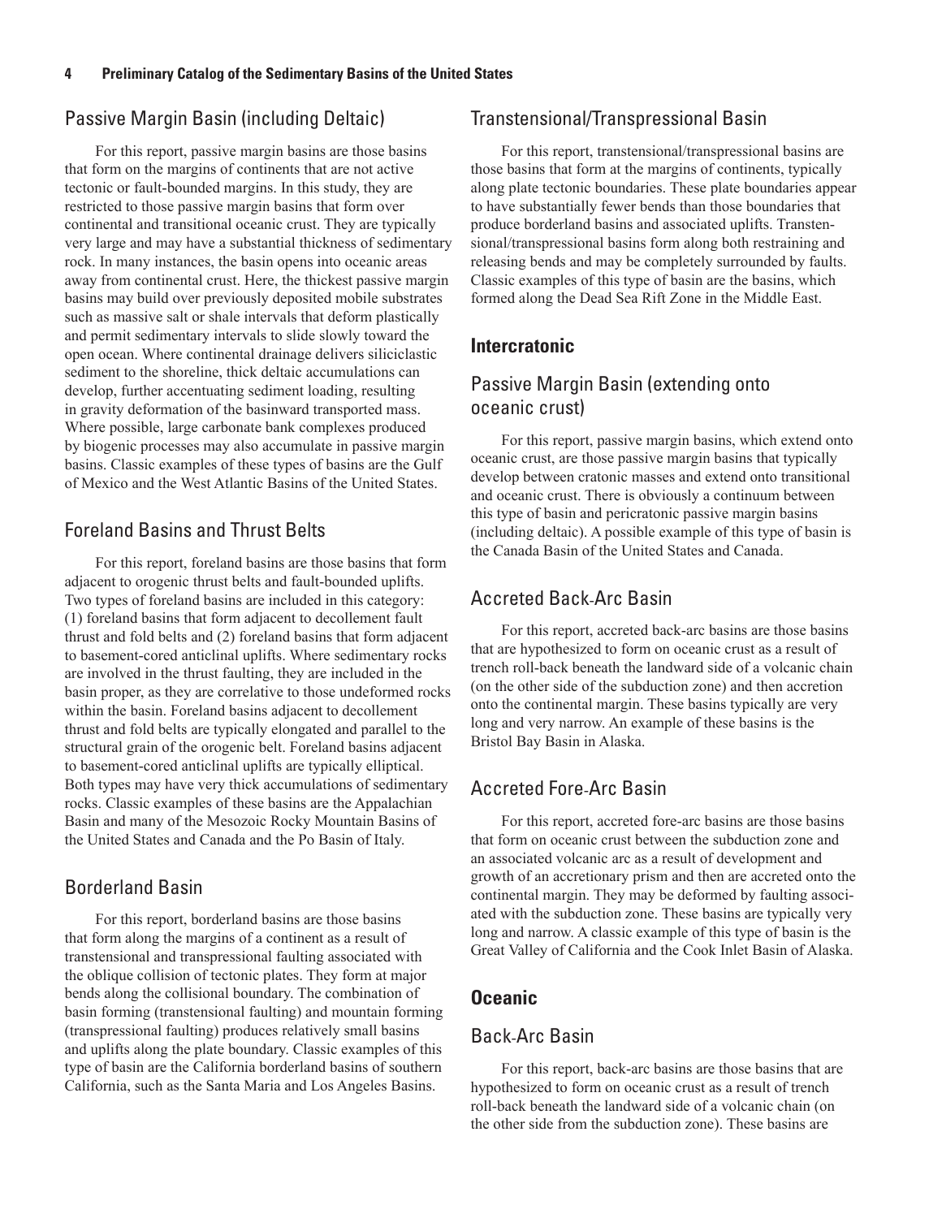## Passive Margin Basin (including Deltaic)

For this report, passive margin basins are those basins that form on the margins of continents that are not active tectonic or fault-bounded margins. In this study, they are restricted to those passive margin basins that form over continental and transitional oceanic crust. They are typically very large and may have a substantial thickness of sedimentary rock. In many instances, the basin opens into oceanic areas away from continental crust. Here, the thickest passive margin basins may build over previously deposited mobile substrates such as massive salt or shale intervals that deform plastically and permit sedimentary intervals to slide slowly toward the open ocean. Where continental drainage delivers siliciclastic sediment to the shoreline, thick deltaic accumulations can develop, further accentuating sediment loading, resulting in gravity deformation of the basinward transported mass. Where possible, large carbonate bank complexes produced by biogenic processes may also accumulate in passive margin basins. Classic examples of these types of basins are the Gulf of Mexico and the West Atlantic Basins of the United States.

## Foreland Basins and Thrust Belts

For this report, foreland basins are those basins that form adjacent to orogenic thrust belts and fault-bounded uplifts. Two types of foreland basins are included in this category: (1) foreland basins that form adjacent to decollement fault thrust and fold belts and (2) foreland basins that form adjacent to basement-cored anticlinal uplifts. Where sedimentary rocks are involved in the thrust faulting, they are included in the basin proper, as they are correlative to those undeformed rocks within the basin. Foreland basins adjacent to decollement thrust and fold belts are typically elongated and parallel to the structural grain of the orogenic belt. Foreland basins adjacent to basement-cored anticlinal uplifts are typically elliptical. Both types may have very thick accumulations of sedimentary rocks. Classic examples of these basins are the Appalachian Basin and many of the Mesozoic Rocky Mountain Basins of the United States and Canada and the Po Basin of Italy.

## Borderland Basin

For this report, borderland basins are those basins that form along the margins of a continent as a result of transtensional and transpressional faulting associated with the oblique collision of tectonic plates. They form at major bends along the collisional boundary. The combination of basin forming (transtensional faulting) and mountain forming (transpressional faulting) produces relatively small basins and uplifts along the plate boundary. Classic examples of this type of basin are the California borderland basins of southern California, such as the Santa Maria and Los Angeles Basins.

## Transtensional/Transpressional Basin

For this report, transtensional/transpressional basins are those basins that form at the margins of continents, typically along plate tectonic boundaries. These plate boundaries appear to have substantially fewer bends than those boundaries that produce borderland basins and associated uplifts. Transtensional/transpressional basins form along both restraining and releasing bends and may be completely surrounded by faults. Classic examples of this type of basin are the basins, which formed along the Dead Sea Rift Zone in the Middle East.

### Intercratonic

## Passive Margin Basin (extending onto oceanic crust)

For this report, passive margin basins, which extend onto oceanic crust, are those passive margin basins that typically develop between cratonic masses and extend onto transitional and oceanic crust. There is obviously a continuum between this type of basin and pericratonic passive margin basins (including deltaic). A possible example of this type of basin is the Canada Basin of the United States and Canada.

## Accreted Back-Arc Basin

For this report, accreted back-arc basins are those basins that are hypothesized to form on oceanic crust as a result of trench roll-back beneath the landward side of a volcanic chain (on the other side of the subduction zone) and then accretion onto the continental margin. These basins typically are very long and very narrow. An example of these basins is the Bristol Bay Basin in Alaska.

## Accreted Fore-Arc Basin

For this report, accreted fore-arc basins are those basins that form on oceanic crust between the subduction zone and an associated volcanic arc as a result of development and growth of an accretionary prism and then are accreted onto the continental margin. They may be deformed by faulting associated with the subduction zone. These basins are typically very long and narrow. A classic example of this type of basin is the Great Valley of California and the Cook Inlet Basin of Alaska.

### Oceanic

## Back-Arc Basin

For this report, back-arc basins are those basins that are hypothesized to form on oceanic crust as a result of trench roll-back beneath the landward side of a volcanic chain (on the other side from the subduction zone). These basins are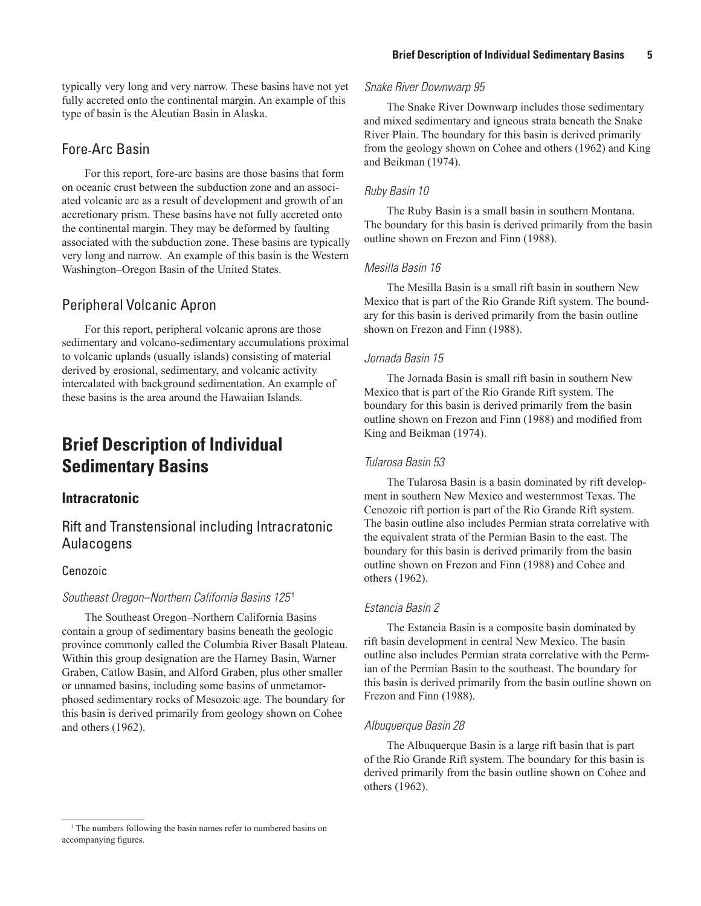typically very long and very narrow. These basins have not yet fully accreted onto the continental margin. An example of this type of basin is the Aleutian Basin in Alaska.

## Fore-Arc Basin

For this report, fore-arc basins are those basins that form on oceanic crust between the subduction zone and an associated volcanic arc as a result of development and growth of an accretionary prism. These basins have not fully accreted onto the continental margin. They may be deformed by faulting associated with the subduction zone. These basins are typically very long and narrow. An example of this basin is the Western Washington–Oregon Basin of the United States.

## Peripheral Volcanic Apron

For this report, peripheral volcanic aprons are those sedimentary and volcano-sedimentary accumulations proximal to volcanic uplands (usually islands) consisting of material derived by erosional, sedimentary, and volcanic activity intercalated with background sedimentation. An example of these basins is the area around the Hawaiian Islands.

# Brief Description of Individual Sedimentary Basins

## Intracratonic

### Rift and Transtensional including Intracratonic Aulacogens

#### Cenozoic

*Southeast Oregon–Northern California Basins 125*[1]

The Southeast Oregon–Northern California Basins contain a group of sedimentary basins beneath the geologic province commonly called the Columbia River Basalt Plateau. Within this group designation are the Harney Basin, Warner Graben, Catlow Basin, and Alford Graben, plus other smaller or unnamed basins, including some basins of unmetamorphosed sedimentary rocks of Mesozoic age. The boundary for this basin is derived primarily from geology shown on Cohee and others (1962).

*Snake River Downwarp 95*

The Snake River Downwarp includes those sedimentary and mixed sedimentary and igneous strata beneath the Snake River Plain. The boundary for this basin is derived primarily from the geology shown on Cohee and others (1962) and King and Beikman (1974).

*Ruby Basin 10*

The Ruby Basin is a small basin in southern Montana. The boundary for this basin is derived primarily from the basin outline shown on Frezon and Finn (1988).

*Mesilla Basin 16*

The Mesilla Basin is a small rift basin in southern New Mexico that is part of the Rio Grande Rift system. The boundary for this basin is derived primarily from the basin outline shown on Frezon and Finn (1988).

*Jornada Basin 15*

The Jornada Basin is small rift basin in southern New Mexico that is part of the Rio Grande Rift system. The boundary for this basin is derived primarily from the basin outline shown on Frezon and Finn (1988) and modified from King and Beikman (1974).

*Tularosa Basin 53*

The Tularosa Basin is a basin dominated by rift development in southern New Mexico and westernmost Texas. The Cenozoic rift portion is part of the Rio Grande Rift system. The basin outline also includes Permian strata correlative with the equivalent strata of the Permian Basin to the east. The boundary for this basin is derived primarily from the basin outline shown on Frezon and Finn (1988) and Cohee and others (1962).

*Estancia Basin 2*

The Estancia Basin is a composite basin dominated by rift basin development in central New Mexico. The basin outline also includes Permian strata correlative with the Permian of the Permian Basin to the southeast. The boundary for this basin is derived primarily from the basin outline shown on Frezon and Finn (1988).

*Albuquerque Basin 28*

The Albuquerque Basin is a large rift basin that is part of the Rio Grande Rift system. The boundary for this basin is derived primarily from the basin outline shown on Cohee and others (1962).

[1] The numbers following the basin names refer to numbered basins on accompanying figures.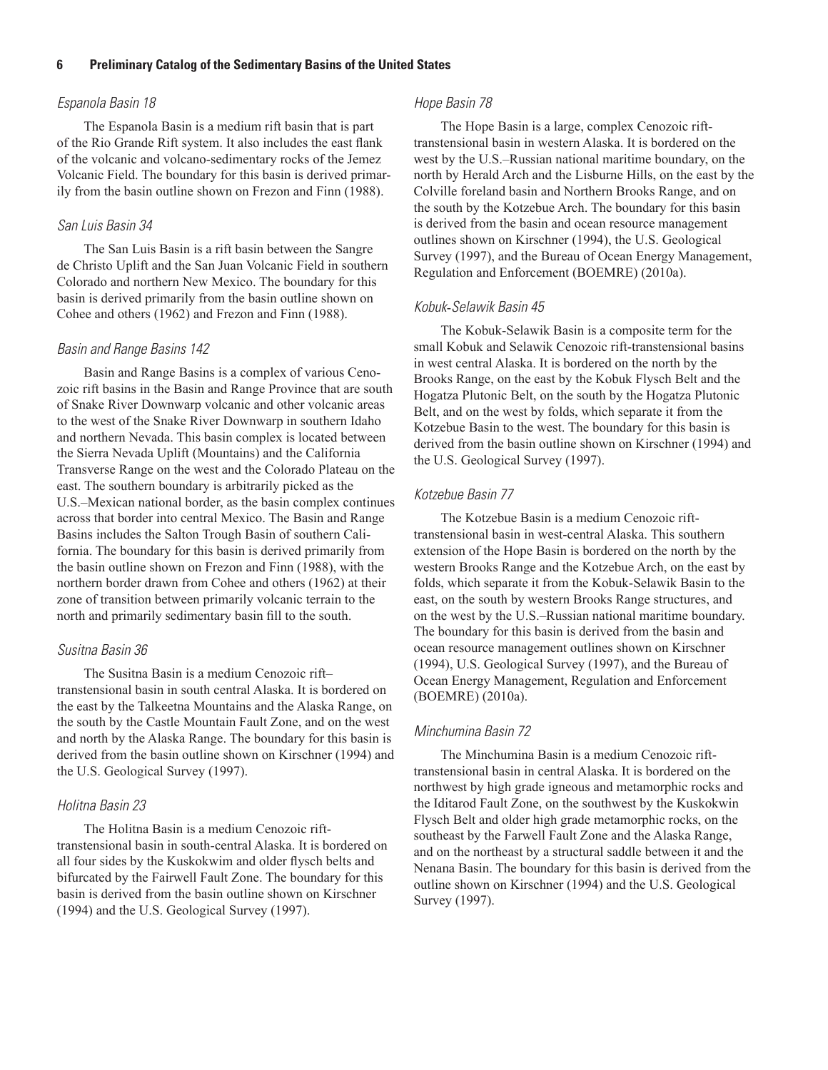### *Espanola Basin 18*

The Espanola Basin is a medium rift basin that is part of the Rio Grande Rift system. It also includes the east flank of the volcanic and volcano-sedimentary rocks of the Jemez Volcanic Field. The boundary for this basin is derived primarily from the basin outline shown on Frezon and Finn (1988).

### *San Luis Basin 34*

The San Luis Basin is a rift basin between the Sangre de Christo Uplift and the San Juan Volcanic Field in southern Colorado and northern New Mexico. The boundary for this basin is derived primarily from the basin outline shown on Cohee and others (1962) and Frezon and Finn (1988).

### *Basin and Range Basins 142*

Basin and Range Basins is a complex of various Cenozoic rift basins in the Basin and Range Province that are south of Snake River Downwarp volcanic and other volcanic areas to the west of the Snake River Downwarp in southern Idaho and northern Nevada. This basin complex is located between the Sierra Nevada Uplift (Mountains) and the California Transverse Range on the west and the Colorado Plateau on the east. The southern boundary is arbitrarily picked as the U.S.–Mexican national border, as the basin complex continues across that border into central Mexico. The Basin and Range Basins includes the Salton Trough Basin of southern California. The boundary for this basin is derived primarily from the basin outline shown on Frezon and Finn (1988), with the northern border drawn from Cohee and others (1962) at their zone of transition between primarily volcanic terrain to the north and primarily sedimentary basin fill to the south.

### *Susitna Basin 36*

The Susitna Basin is a medium Cenozoic rift–transtensional basin in south central Alaska. It is bordered on the east by the Talkeetna Mountains and the Alaska Range, on the south by the Castle Mountain Fault Zone, and on the west and north by the Alaska Range. The boundary for this basin is derived from the basin outline shown on Kirschner (1994) and the U.S. Geological Survey (1997).

### *Holitna Basin 23*

The Holitna Basin is a medium Cenozoic rift-transtensional basin in south-central Alaska. It is bordered on all four sides by the Kuskokwim and older flysch belts and bifurcated by the Fairwell Fault Zone. The boundary for this basin is derived from the basin outline shown on Kirschner (1994) and the U.S. Geological Survey (1997).

### *Hope Basin 78*

The Hope Basin is a large, complex Cenozoic rift-transtensional basin in western Alaska. It is bordered on the west by the U.S.–Russian national maritime boundary, on the north by Herald Arch and the Lisburne Hills, on the east by the Colville foreland basin and Northern Brooks Range, and on the south by the Kotzebue Arch. The boundary for this basin is derived from the basin and ocean resource management outlines shown on Kirschner (1994), the U.S. Geological Survey (1997), and the Bureau of Ocean Energy Management, Regulation and Enforcement (BOEMRE) (2010a).

### *Kobuk-Selawik Basin 45*

The Kobuk-Selawik Basin is a composite term for the small Kobuk and Selawik Cenozoic rift-transtensional basins in west central Alaska. It is bordered on the north by the Brooks Range, on the east by the Kobuk Flysch Belt and the Hogatza Plutonic Belt, on the south by the Hogatza Plutonic Belt, and on the west by folds, which separate it from the Kotzebue Basin to the west. The boundary for this basin is derived from the basin outline shown on Kirschner (1994) and the U.S. Geological Survey (1997).

### *Kotzebue Basin 77*

The Kotzebue Basin is a medium Cenozoic rift-transtensional basin in west-central Alaska. This southern extension of the Hope Basin is bordered on the north by the western Brooks Range and the Kotzebue Arch, on the east by folds, which separate it from the Kobuk-Selawik Basin to the east, on the south by western Brooks Range structures, and on the west by the U.S.–Russian national maritime boundary. The boundary for this basin is derived from the basin and ocean resource management outlines shown on Kirschner (1994), U.S. Geological Survey (1997), and the Bureau of Ocean Energy Management, Regulation and Enforcement (BOEMRE) (2010a).

### *Minchumina Basin 72*

The Minchumina Basin is a medium Cenozoic rift-transtensional basin in central Alaska. It is bordered on the northwest by high grade igneous and metamorphic rocks and the Iditarod Fault Zone, on the southwest by the Kuskokwin Flysch Belt and older high grade metamorphic rocks, on the southeast by the Farwell Fault Zone and the Alaska Range, and on the northeast by a structural saddle between it and the Nenana Basin. The boundary for this basin is derived from the outline shown on Kirschner (1994) and the U.S. Geological Survey (1997).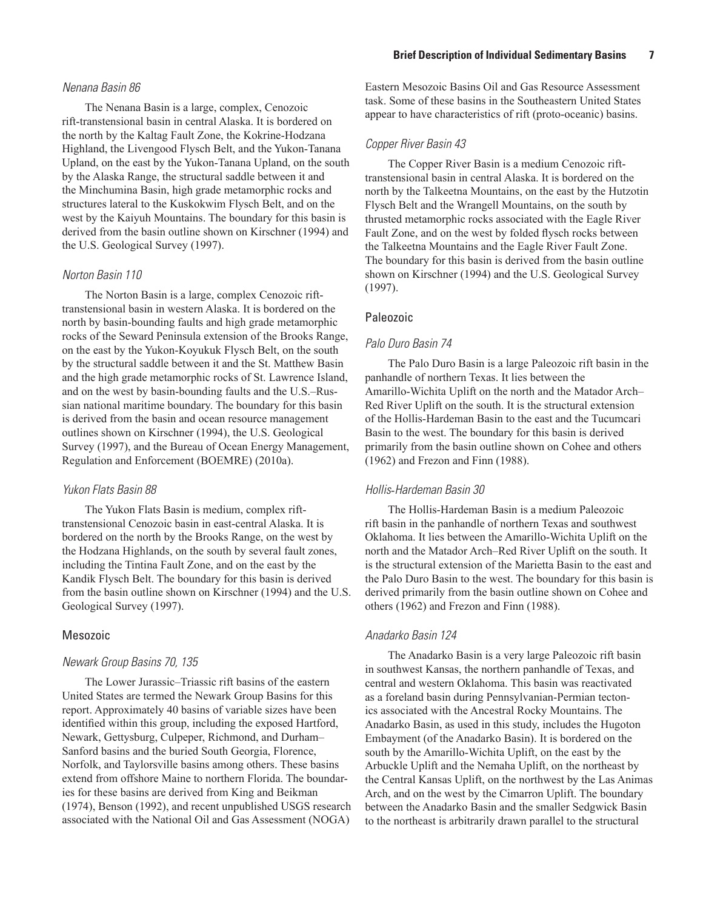#### *Nenana Basin 86*

The Nenana Basin is a large, complex, Cenozoic rift-transtensional basin in central Alaska. It is bordered on the north by the Kaltag Fault Zone, the Kokrine-Hodzana Highland, the Livengood Flysch Belt, and the Yukon-Tanana Upland, on the east by the Yukon-Tanana Upland, on the south by the Alaska Range, the structural saddle between it and the Minchumina Basin, high grade metamorphic rocks and structures lateral to the Kuskokwim Flysch Belt, and on the west by the Kaiyuh Mountains. The boundary for this basin is derived from the basin outline shown on Kirschner (1994) and the U.S. Geological Survey (1997).

#### *Norton Basin 110*

The Norton Basin is a large, complex Cenozoic rift-transtensional basin in western Alaska. It is bordered on the north by basin-bounding faults and high grade metamorphic rocks of the Seward Peninsula extension of the Brooks Range, on the east by the Yukon-Koyukuk Flysch Belt, on the south by the structural saddle between it and the St. Matthew Basin and the high grade metamorphic rocks of St. Lawrence Island, and on the west by basin-bounding faults and the U.S.–Russian national maritime boundary. The boundary for this basin is derived from the basin and ocean resource management outlines shown on Kirschner (1994), the U.S. Geological Survey (1997), and the Bureau of Ocean Energy Management, Regulation and Enforcement (BOEMRE) (2010a).

#### *Yukon Flats Basin 88*

The Yukon Flats Basin is medium, complex rift-transtensional Cenozoic basin in east-central Alaska. It is bordered on the north by the Brooks Range, on the west by the Hodzana Highlands, on the south by several fault zones, including the Tintina Fault Zone, and on the east by the Kandik Flysch Belt. The boundary for this basin is derived from the basin outline shown on Kirschner (1994) and the U.S. Geological Survey (1997).

### Mesozoic

#### *Newark Group Basins 70, 135*

The Lower Jurassic–Triassic rift basins of the eastern United States are termed the Newark Group Basins for this report. Approximately 40 basins of variable sizes have been identified within this group, including the exposed Hartford, Newark, Gettysburg, Culpeper, Richmond, and Durham–Sanford basins and the buried South Georgia, Florence, Norfolk, and Taylorsville basins among others. These basins extend from offshore Maine to northern Florida. The boundaries for these basins are derived from King and Beikman (1974), Benson (1992), and recent unpublished USGS research associated with the National Oil and Gas Assessment (NOGA) Eastern Mesozoic Basins Oil and Gas Resource Assessment task. Some of these basins in the Southeastern United States appear to have characteristics of rift (proto-oceanic) basins.

#### *Copper River Basin 43*

The Copper River Basin is a medium Cenozoic rift-transtensional basin in central Alaska. It is bordered on the north by the Talkeetna Mountains, on the east by the Hutzotin Flysch Belt and the Wrangell Mountains, on the south by thrusted metamorphic rocks associated with the Eagle River Fault Zone, and on the west by folded flysch rocks between the Talkeetna Mountains and the Eagle River Fault Zone. The boundary for this basin is derived from the basin outline shown on Kirschner (1994) and the U.S. Geological Survey (1997).

### Paleozoic

#### *Palo Duro Basin 74*

The Palo Duro Basin is a large Paleozoic rift basin in the panhandle of northern Texas. It lies between the Amarillo-Wichita Uplift on the north and the Matador Arch–Red River Uplift on the south. It is the structural extension of the Hollis-Hardeman Basin to the east and the Tucumcari Basin to the west. The boundary for this basin is derived primarily from the basin outline shown on Cohee and others (1962) and Frezon and Finn (1988).

#### *Hollis-Hardeman Basin 30*

The Hollis-Hardeman Basin is a medium Paleozoic rift basin in the panhandle of northern Texas and southwest Oklahoma. It lies between the Amarillo-Wichita Uplift on the north and the Matador Arch–Red River Uplift on the south. It is the structural extension of the Marietta Basin to the east and the Palo Duro Basin to the west. The boundary for this basin is derived primarily from the basin outline shown on Cohee and others (1962) and Frezon and Finn (1988).

#### *Anadarko Basin 124*

The Anadarko Basin is a very large Paleozoic rift basin in southwest Kansas, the northern panhandle of Texas, and central and western Oklahoma. This basin was reactivated as a foreland basin during Pennsylvanian-Permian tectonics associated with the Ancestral Rocky Mountains. The Anadarko Basin, as used in this study, includes the Hugoton Embayment (of the Anadarko Basin). It is bordered on the south by the Amarillo-Wichita Uplift, on the east by the Arbuckle Uplift and the Nemaha Uplift, on the northeast by the Central Kansas Uplift, on the northwest by the Las Animas Arch, and on the west by the Cimarron Uplift. The boundary between the Anadarko Basin and the smaller Sedgwick Basin to the northeast is arbitrarily drawn parallel to the structural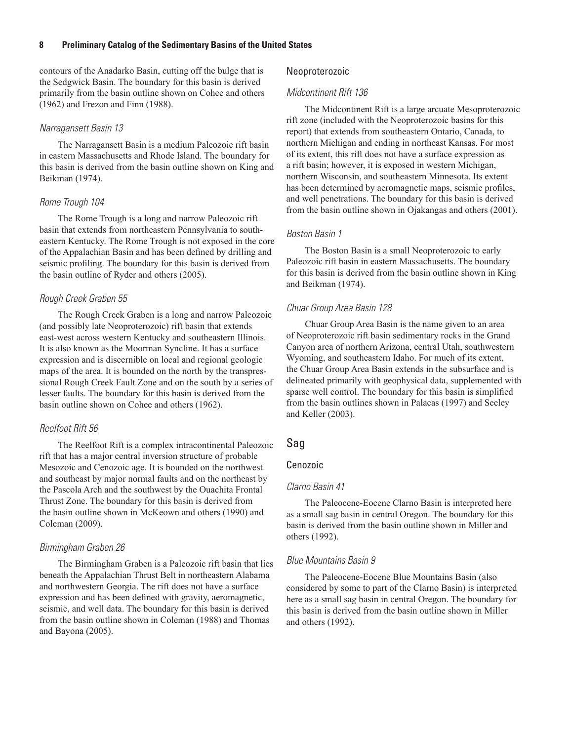contours of the Anadarko Basin, cutting off the bulge that is the Sedgwick Basin. The boundary for this basin is derived primarily from the basin outline shown on Cohee and others (1962) and Frezon and Finn (1988).

#### *Narragansett Basin 13*

The Narragansett Basin is a medium Paleozoic rift basin in eastern Massachusetts and Rhode Island. The boundary for this basin is derived from the basin outline shown on King and Beikman (1974).

#### *Rome Trough 104*

The Rome Trough is a long and narrow Paleozoic rift basin that extends from northeastern Pennsylvania to southeastern Kentucky. The Rome Trough is not exposed in the core of the Appalachian Basin and has been defined by drilling and seismic profiling. The boundary for this basin is derived from the basin outline of Ryder and others (2005).

#### *Rough Creek Graben 55*

The Rough Creek Graben is a long and narrow Paleozoic (and possibly late Neoproterozoic) rift basin that extends east-west across western Kentucky and southeastern Illinois. It is also known as the Moorman Syncline. It has a surface expression and is discernible on local and regional geologic maps of the area. It is bounded on the north by the transpressional Rough Creek Fault Zone and on the south by a series of lesser faults. The boundary for this basin is derived from the basin outline shown on Cohee and others (1962).

#### *Reelfoot Rift 56*

The Reelfoot Rift is a complex intracontinental Paleozoic rift that has a major central inversion structure of probable Mesozoic and Cenozoic age. It is bounded on the northwest and southeast by major normal faults and on the northeast by the Pascola Arch and the southwest by the Ouachita Frontal Thrust Zone. The boundary for this basin is derived from the basin outline shown in McKeown and others (1990) and Coleman (2009).

#### *Birmingham Graben 26*

The Birmingham Graben is a Paleozoic rift basin that lies beneath the Appalachian Thrust Belt in northeastern Alabama and northwestern Georgia. The rift does not have a surface expression and has been defined with gravity, aeromagnetic, seismic, and well data. The boundary for this basin is derived from the basin outline shown in Coleman (1988) and Thomas and Bayona (2005).

### Neoproterozoic

#### *Midcontinent Rift 136*

The Midcontinent Rift is a large arcuate Mesoproterozoic rift zone (included with the Neoproterozoic basins for this report) that extends from southeastern Ontario, Canada, to northern Michigan and ending in northeast Kansas. For most of its extent, this rift does not have a surface expression as a rift basin; however, it is exposed in western Michigan, northern Wisconsin, and southeastern Minnesota. Its extent has been determined by aeromagnetic maps, seismic profiles, and well penetrations. The boundary for this basin is derived from the basin outline shown in Ojakangas and others (2001).

#### *Boston Basin 1*

The Boston Basin is a small Neoproterozoic to early Paleozoic rift basin in eastern Massachusetts. The boundary for this basin is derived from the basin outline shown in King and Beikman (1974).

#### *Chuar Group Area Basin 128*

Chuar Group Area Basin is the name given to an area of Neoproterozoic rift basin sedimentary rocks in the Grand Canyon area of northern Arizona, central Utah, southwestern Wyoming, and southeastern Idaho. For much of its extent, the Chuar Group Area Basin extends in the subsurface and is delineated primarily with geophysical data, supplemented with sparse well control. The boundary for this basin is simplified from the basin outlines shown in Palacas (1997) and Seeley and Keller (2003).

## Sag

### Cenozoic

#### *Clarno Basin 41*

The Paleocene-Eocene Clarno Basin is interpreted here as a small sag basin in central Oregon. The boundary for this basin is derived from the basin outline shown in Miller and others (1992).

#### *Blue Mountains Basin 9*

The Paleocene-Eocene Blue Mountains Basin (also considered by some to part of the Clarno Basin) is interpreted here as a small sag basin in central Oregon. The boundary for this basin is derived from the basin outline shown in Miller and others (1992).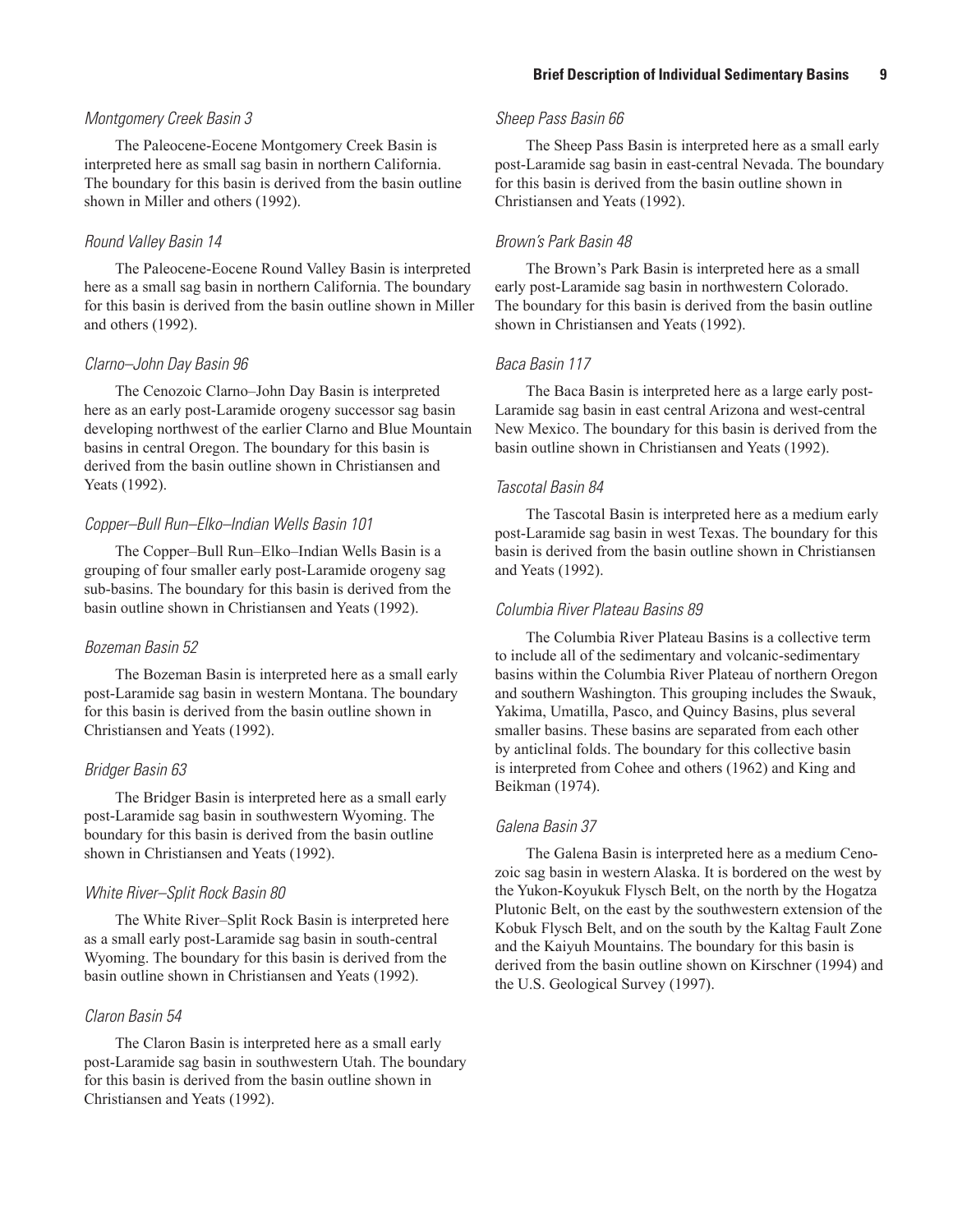### *Montgomery Creek Basin 3*

The Paleocene-Eocene Montgomery Creek Basin is interpreted here as small sag basin in northern California. The boundary for this basin is derived from the basin outline shown in Miller and others (1992).

### *Round Valley Basin 14*

The Paleocene-Eocene Round Valley Basin is interpreted here as a small sag basin in northern California. The boundary for this basin is derived from the basin outline shown in Miller and others (1992).

### *Clarno–John Day Basin 96*

The Cenozoic Clarno–John Day Basin is interpreted here as an early post-Laramide orogeny successor sag basin developing northwest of the earlier Clarno and Blue Mountain basins in central Oregon. The boundary for this basin is derived from the basin outline shown in Christiansen and Yeats (1992).

### *Copper–Bull Run–Elko–Indian Wells Basin 101*

The Copper–Bull Run–Elko–Indian Wells Basin is a grouping of four smaller early post-Laramide orogeny sag sub-basins. The boundary for this basin is derived from the basin outline shown in Christiansen and Yeats (1992).

### *Bozeman Basin 52*

The Bozeman Basin is interpreted here as a small early post-Laramide sag basin in western Montana. The boundary for this basin is derived from the basin outline shown in Christiansen and Yeats (1992).

### *Bridger Basin 63*

The Bridger Basin is interpreted here as a small early post-Laramide sag basin in southwestern Wyoming. The boundary for this basin is derived from the basin outline shown in Christiansen and Yeats (1992).

### *White River–Split Rock Basin 80*

The White River–Split Rock Basin is interpreted here as a small early post-Laramide sag basin in south-central Wyoming. The boundary for this basin is derived from the basin outline shown in Christiansen and Yeats (1992).

### *Claron Basin 54*

The Claron Basin is interpreted here as a small early post-Laramide sag basin in southwestern Utah. The boundary for this basin is derived from the basin outline shown in Christiansen and Yeats (1992).

### *Sheep Pass Basin 66*

The Sheep Pass Basin is interpreted here as a small early post-Laramide sag basin in east-central Nevada. The boundary for this basin is derived from the basin outline shown in Christiansen and Yeats (1992).

### *Brown's Park Basin 48*

The Brown's Park Basin is interpreted here as a small early post-Laramide sag basin in northwestern Colorado. The boundary for this basin is derived from the basin outline shown in Christiansen and Yeats (1992).

### *Baca Basin 117*

The Baca Basin is interpreted here as a large early post-Laramide sag basin in east central Arizona and west-central New Mexico. The boundary for this basin is derived from the basin outline shown in Christiansen and Yeats (1992).

### *Tascotal Basin 84*

The Tascotal Basin is interpreted here as a medium early post-Laramide sag basin in west Texas. The boundary for this basin is derived from the basin outline shown in Christiansen and Yeats (1992).

### *Columbia River Plateau Basins 89*

The Columbia River Plateau Basins is a collective term to include all of the sedimentary and volcanic-sedimentary basins within the Columbia River Plateau of northern Oregon and southern Washington. This grouping includes the Swauk, Yakima, Umatilla, Pasco, and Quincy Basins, plus several smaller basins. These basins are separated from each other by anticlinal folds. The boundary for this collective basin is interpreted from Cohee and others (1962) and King and Beikman (1974).

### *Galena Basin 37*

The Galena Basin is interpreted here as a medium Cenozoic sag basin in western Alaska. It is bordered on the west by the Yukon-Koyukuk Flysch Belt, on the north by the Hogatza Plutonic Belt, on the east by the southwestern extension of the Kobuk Flysch Belt, and on the south by the Kaltag Fault Zone and the Kaiyuh Mountains. The boundary for this basin is derived from the basin outline shown on Kirschner (1994) and the U.S. Geological Survey (1997).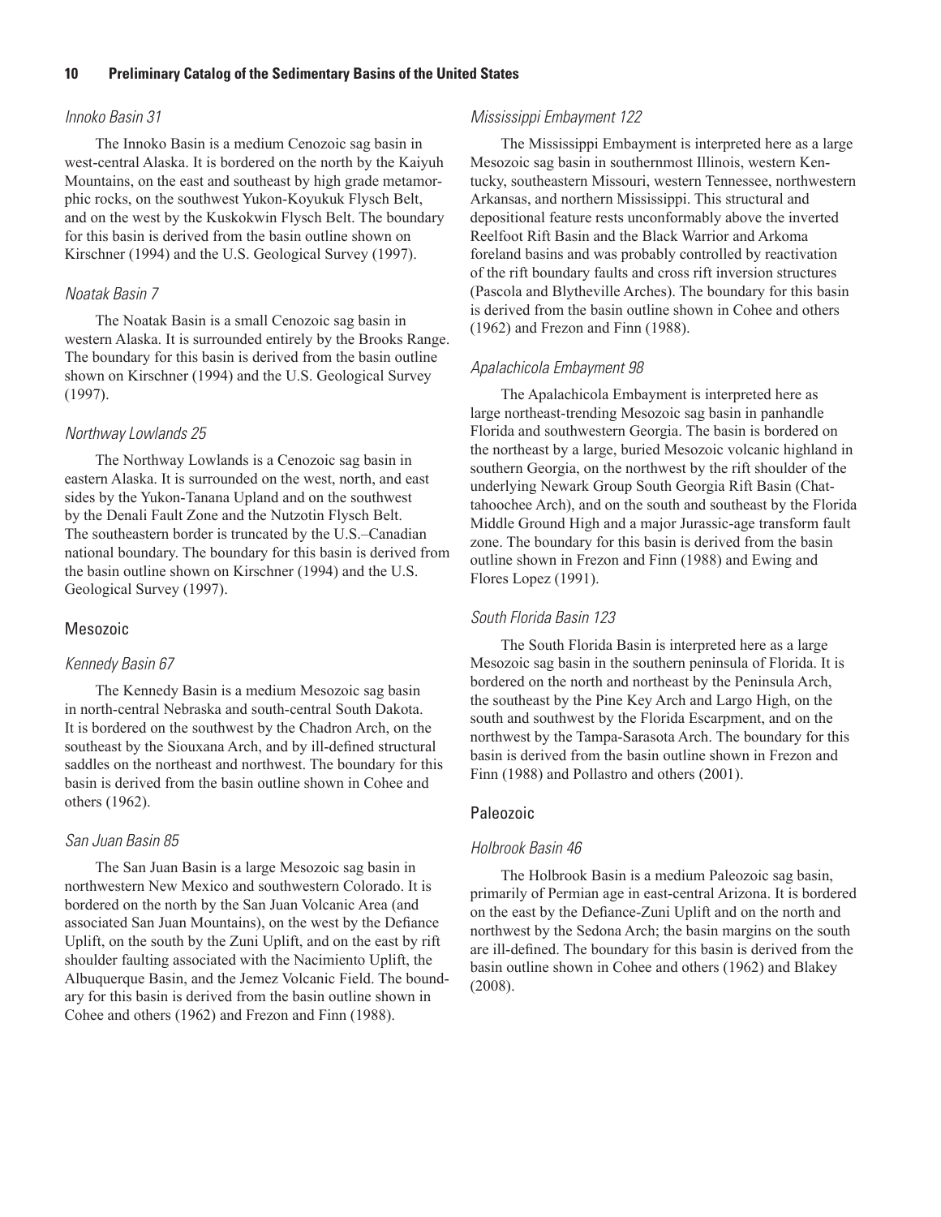### *Innoko Basin 31*

The Innoko Basin is a medium Cenozoic sag basin in west-central Alaska. It is bordered on the north by the Kaiyuh Mountains, on the east and southeast by high grade metamorphic rocks, on the southwest Yukon-Koyukuk Flysch Belt, and on the west by the Kuskokwin Flysch Belt. The boundary for this basin is derived from the basin outline shown on Kirschner (1994) and the U.S. Geological Survey (1997).

### *Noatak Basin 7*

The Noatak Basin is a small Cenozoic sag basin in western Alaska. It is surrounded entirely by the Brooks Range. The boundary for this basin is derived from the basin outline shown on Kirschner (1994) and the U.S. Geological Survey (1997).

### *Northway Lowlands 25*

The Northway Lowlands is a Cenozoic sag basin in eastern Alaska. It is surrounded on the west, north, and east sides by the Yukon-Tanana Upland and on the southwest by the Denali Fault Zone and the Nutzotin Flysch Belt. The southeastern border is truncated by the U.S.–Canadian national boundary. The boundary for this basin is derived from the basin outline shown on Kirschner (1994) and the U.S. Geological Survey (1997).

## Mesozoic

### *Kennedy Basin 67*

The Kennedy Basin is a medium Mesozoic sag basin in north-central Nebraska and south-central South Dakota. It is bordered on the southwest by the Chadron Arch, on the southeast by the Siouxana Arch, and by ill-defined structural saddles on the northeast and northwest. The boundary for this basin is derived from the basin outline shown in Cohee and others (1962).

### *San Juan Basin 85*

The San Juan Basin is a large Mesozoic sag basin in northwestern New Mexico and southwestern Colorado. It is bordered on the north by the San Juan Volcanic Area (and associated San Juan Mountains), on the west by the Defiance Uplift, on the south by the Zuni Uplift, and on the east by rift shoulder faulting associated with the Nacimiento Uplift, the Albuquerque Basin, and the Jemez Volcanic Field. The boundary for this basin is derived from the basin outline shown in Cohee and others (1962) and Frezon and Finn (1988).

### *Mississippi Embayment 122*

The Mississippi Embayment is interpreted here as a large Mesozoic sag basin in southernmost Illinois, western Kentucky, southeastern Missouri, western Tennessee, northwestern Arkansas, and northern Mississippi. This structural and depositional feature rests unconformably above the inverted Reelfoot Rift Basin and the Black Warrior and Arkoma foreland basins and was probably controlled by reactivation of the rift boundary faults and cross rift inversion structures (Pascola and Blytheville Arches). The boundary for this basin is derived from the basin outline shown in Cohee and others (1962) and Frezon and Finn (1988).

### *Apalachicola Embayment 98*

The Apalachicola Embayment is interpreted here as large northeast-trending Mesozoic sag basin in panhandle Florida and southwestern Georgia. The basin is bordered on the northeast by a large, buried Mesozoic volcanic highland in southern Georgia, on the northwest by the rift shoulder of the underlying Newark Group South Georgia Rift Basin (Chattahoochee Arch), and on the south and southeast by the Florida Middle Ground High and a major Jurassic-age transform fault zone. The boundary for this basin is derived from the basin outline shown in Frezon and Finn (1988) and Ewing and Flores Lopez (1991).

### *South Florida Basin 123*

The South Florida Basin is interpreted here as a large Mesozoic sag basin in the southern peninsula of Florida. It is bordered on the north and northeast by the Peninsula Arch, the southeast by the Pine Key Arch and Largo High, on the south and southwest by the Florida Escarpment, and on the northwest by the Tampa-Sarasota Arch. The boundary for this basin is derived from the basin outline shown in Frezon and Finn (1988) and Pollastro and others (2001).

## Paleozoic

### *Holbrook Basin 46*

The Holbrook Basin is a medium Paleozoic sag basin, primarily of Permian age in east-central Arizona. It is bordered on the east by the Defiance-Zuni Uplift and on the north and northwest by the Sedona Arch; the basin margins on the south are ill-defined. The boundary for this basin is derived from the basin outline shown in Cohee and others (1962) and Blakey (2008).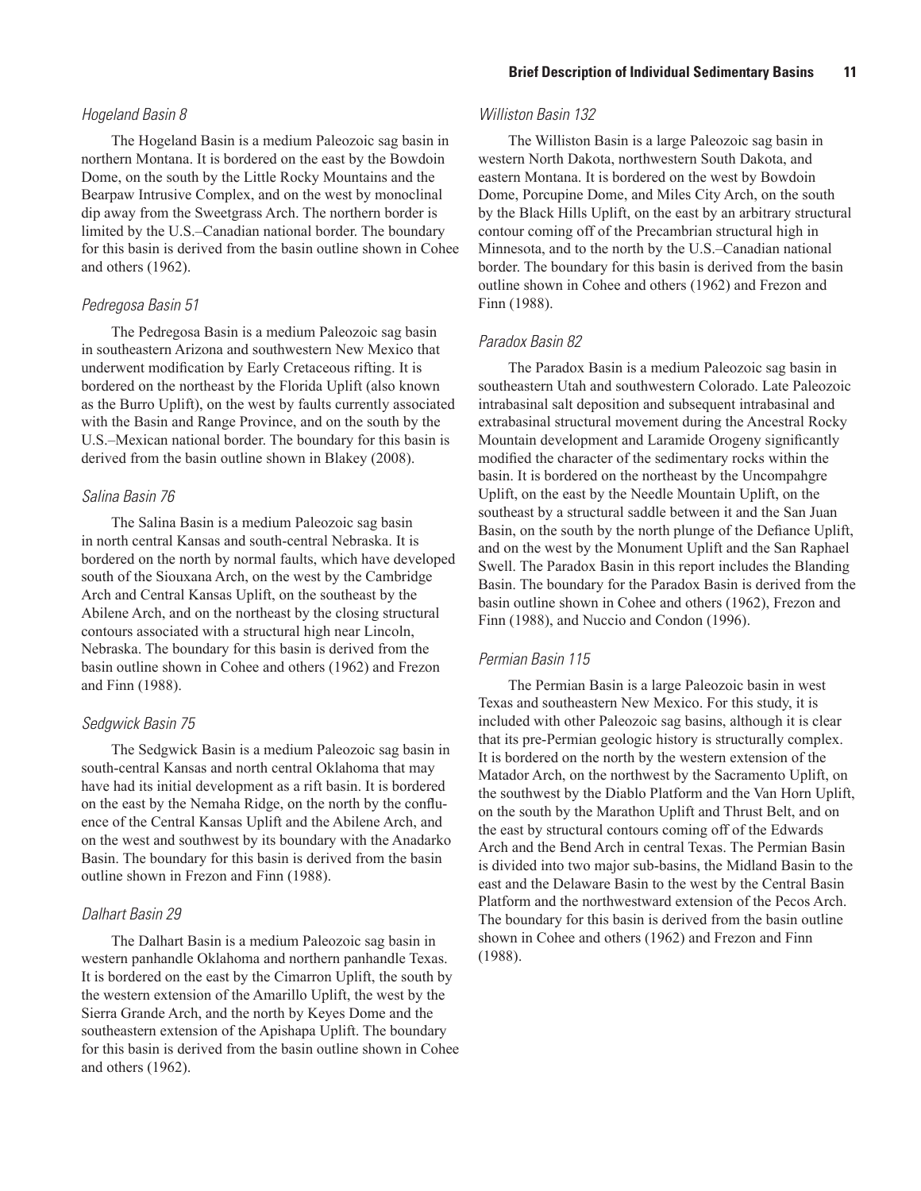### *Hogeland Basin 8*

The Hogeland Basin is a medium Paleozoic sag basin in northern Montana. It is bordered on the east by the Bowdoin Dome, on the south by the Little Rocky Mountains and the Bearpaw Intrusive Complex, and on the west by monoclinal dip away from the Sweetgrass Arch. The northern border is limited by the U.S.–Canadian national border. The boundary for this basin is derived from the basin outline shown in Cohee and others (1962).

### *Pedregosa Basin 51*

The Pedregosa Basin is a medium Paleozoic sag basin in southeastern Arizona and southwestern New Mexico that underwent modification by Early Cretaceous rifting. It is bordered on the northeast by the Florida Uplift (also known as the Burro Uplift), on the west by faults currently associated with the Basin and Range Province, and on the south by the U.S.–Mexican national border. The boundary for this basin is derived from the basin outline shown in Blakey (2008).

### *Salina Basin 76*

The Salina Basin is a medium Paleozoic sag basin in north central Kansas and south-central Nebraska. It is bordered on the north by normal faults, which have developed south of the Siouxana Arch, on the west by the Cambridge Arch and Central Kansas Uplift, on the southeast by the Abilene Arch, and on the northeast by the closing structural contours associated with a structural high near Lincoln, Nebraska. The boundary for this basin is derived from the basin outline shown in Cohee and others (1962) and Frezon and Finn (1988).

### *Sedgwick Basin 75*

The Sedgwick Basin is a medium Paleozoic sag basin in south-central Kansas and north central Oklahoma that may have had its initial development as a rift basin. It is bordered on the east by the Nemaha Ridge, on the north by the confluence of the Central Kansas Uplift and the Abilene Arch, and on the west and southwest by its boundary with the Anadarko Basin. The boundary for this basin is derived from the basin outline shown in Frezon and Finn (1988).

### *Dalhart Basin 29*

The Dalhart Basin is a medium Paleozoic sag basin in western panhandle Oklahoma and northern panhandle Texas. It is bordered on the east by the Cimarron Uplift, the south by the western extension of the Amarillo Uplift, the west by the Sierra Grande Arch, and the north by Keyes Dome and the southeastern extension of the Apishapa Uplift. The boundary for this basin is derived from the basin outline shown in Cohee and others (1962).

### *Williston Basin 132*

The Williston Basin is a large Paleozoic sag basin in western North Dakota, northwestern South Dakota, and eastern Montana. It is bordered on the west by Bowdoin Dome, Porcupine Dome, and Miles City Arch, on the south by the Black Hills Uplift, on the east by an arbitrary structural contour coming off of the Precambrian structural high in Minnesota, and to the north by the U.S.–Canadian national border. The boundary for this basin is derived from the basin outline shown in Cohee and others (1962) and Frezon and Finn (1988).

### *Paradox Basin 82*

The Paradox Basin is a medium Paleozoic sag basin in southeastern Utah and southwestern Colorado. Late Paleozoic intrabasinal salt deposition and subsequent intrabasinal and extrabasinal structural movement during the Ancestral Rocky Mountain development and Laramide Orogeny significantly modified the character of the sedimentary rocks within the basin. It is bordered on the northeast by the Uncompahgre Uplift, on the east by the Needle Mountain Uplift, on the southeast by a structural saddle between it and the San Juan Basin, on the south by the north plunge of the Defiance Uplift, and on the west by the Monument Uplift and the San Raphael Swell. The Paradox Basin in this report includes the Blanding Basin. The boundary for the Paradox Basin is derived from the basin outline shown in Cohee and others (1962), Frezon and Finn (1988), and Nuccio and Condon (1996).

### *Permian Basin 115*

The Permian Basin is a large Paleozoic basin in west Texas and southeastern New Mexico. For this study, it is included with other Paleozoic sag basins, although it is clear that its pre-Permian geologic history is structurally complex. It is bordered on the north by the western extension of the Matador Arch, on the northwest by the Sacramento Uplift, on the southwest by the Diablo Platform and the Van Horn Uplift, on the south by the Marathon Uplift and Thrust Belt, and on the east by structural contours coming off of the Edwards Arch and the Bend Arch in central Texas. The Permian Basin is divided into two major sub-basins, the Midland Basin to the east and the Delaware Basin to the west by the Central Basin Platform and the northwestward extension of the Pecos Arch. The boundary for this basin is derived from the basin outline shown in Cohee and others (1962) and Frezon and Finn (1988).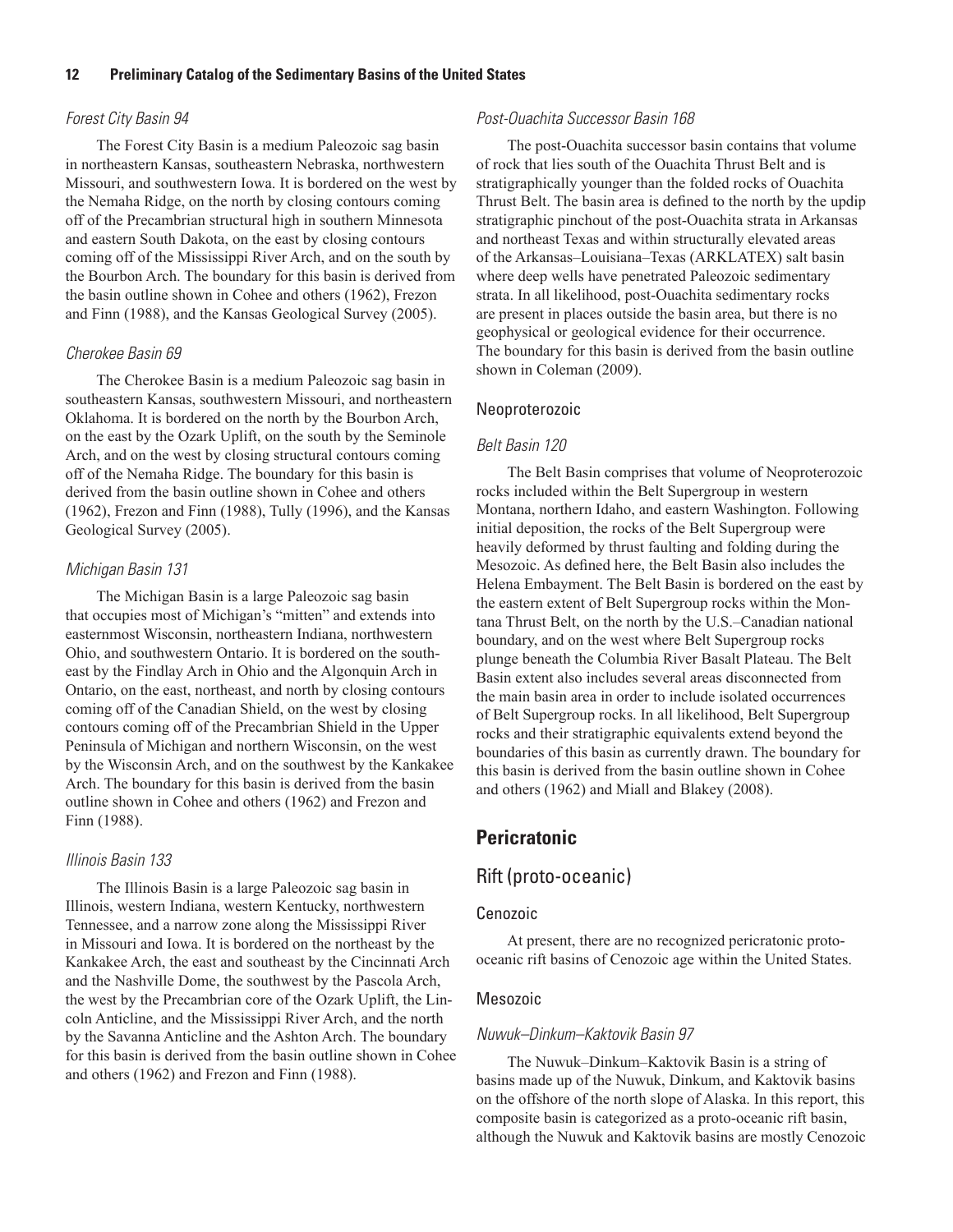### *Forest City Basin 94*

The Forest City Basin is a medium Paleozoic sag basin in northeastern Kansas, southeastern Nebraska, northwestern Missouri, and southwestern Iowa. It is bordered on the west by the Nemaha Ridge, on the north by closing contours coming off of the Precambrian structural high in southern Minnesota and eastern South Dakota, on the east by closing contours coming off of the Mississippi River Arch, and on the south by the Bourbon Arch. The boundary for this basin is derived from the basin outline shown in Cohee and others (1962), Frezon and Finn (1988), and the Kansas Geological Survey (2005).

### *Cherokee Basin 69*

The Cherokee Basin is a medium Paleozoic sag basin in southeastern Kansas, southwestern Missouri, and northeastern Oklahoma. It is bordered on the north by the Bourbon Arch, on the east by the Ozark Uplift, on the south by the Seminole Arch, and on the west by closing structural contours coming off of the Nemaha Ridge. The boundary for this basin is derived from the basin outline shown in Cohee and others (1962), Frezon and Finn (1988), Tully (1996), and the Kansas Geological Survey (2005).

### *Michigan Basin 131*

The Michigan Basin is a large Paleozoic sag basin that occupies most of Michigan's "mitten" and extends into easternmost Wisconsin, northeastern Indiana, northwestern Ohio, and southwestern Ontario. It is bordered on the southeast by the Findlay Arch in Ohio and the Algonquin Arch in Ontario, on the east, northeast, and north by closing contours coming off of the Canadian Shield, on the west by closing contours coming off of the Precambrian Shield in the Upper Peninsula of Michigan and northern Wisconsin, on the west by the Wisconsin Arch, and on the southwest by the Kankakee Arch. The boundary for this basin is derived from the basin outline shown in Cohee and others (1962) and Frezon and Finn (1988).

### *Illinois Basin 133*

The Illinois Basin is a large Paleozoic sag basin in Illinois, western Indiana, western Kentucky, northwestern Tennessee, and a narrow zone along the Mississippi River in Missouri and Iowa. It is bordered on the northeast by the Kankakee Arch, the east and southeast by the Cincinnati Arch and the Nashville Dome, the southwest by the Pascola Arch, the west by the Precambrian core of the Ozark Uplift, the Lincoln Anticline, and the Mississippi River Arch, and the north by the Savanna Anticline and the Ashton Arch. The boundary for this basin is derived from the basin outline shown in Cohee and others (1962) and Frezon and Finn (1988).

### *Post-Ouachita Successor Basin 168*

The post-Ouachita successor basin contains that volume of rock that lies south of the Ouachita Thrust Belt and is stratigraphically younger than the folded rocks of Ouachita Thrust Belt. The basin area is defined to the north by the updip stratigraphic pinchout of the post-Ouachita strata in Arkansas and northeast Texas and within structurally elevated areas of the Arkansas–Louisiana–Texas (ARKLATEX) salt basin where deep wells have penetrated Paleozoic sedimentary strata. In all likelihood, post-Ouachita sedimentary rocks are present in places outside the basin area, but there is no geophysical or geological evidence for their occurrence. The boundary for this basin is derived from the basin outline shown in Coleman (2009).

### Neoproterozoic

### *Belt Basin 120*

The Belt Basin comprises that volume of Neoproterozoic rocks included within the Belt Supergroup in western Montana, northern Idaho, and eastern Washington. Following initial deposition, the rocks of the Belt Supergroup were heavily deformed by thrust faulting and folding during the Mesozoic. As defined here, the Belt Basin also includes the Helena Embayment. The Belt Basin is bordered on the east by the eastern extent of Belt Supergroup rocks within the Montana Thrust Belt, on the north by the U.S.–Canadian national boundary, and on the west where Belt Supergroup rocks plunge beneath the Columbia River Basalt Plateau. The Belt Basin extent also includes several areas disconnected from the main basin area in order to include isolated occurrences of Belt Supergroup rocks. In all likelihood, Belt Supergroup rocks and their stratigraphic equivalents extend beyond the boundaries of this basin as currently drawn. The boundary for this basin is derived from the basin outline shown in Cohee and others (1962) and Miall and Blakey (2008).

# **Pericratonic**

## Rift (proto-oceanic)

### Cenozoic

At present, there are no recognized pericratonic proto-oceanic rift basins of Cenozoic age within the United States.

### Mesozoic

### *Nuwuk–Dinkum–Kaktovik Basin 97*

The Nuwuk–Dinkum–Kaktovik Basin is a string of basins made up of the Nuwuk, Dinkum, and Kaktovik basins on the offshore of the north slope of Alaska. In this report, this composite basin is categorized as a proto-oceanic rift basin, although the Nuwuk and Kaktovik basins are mostly Cenozoic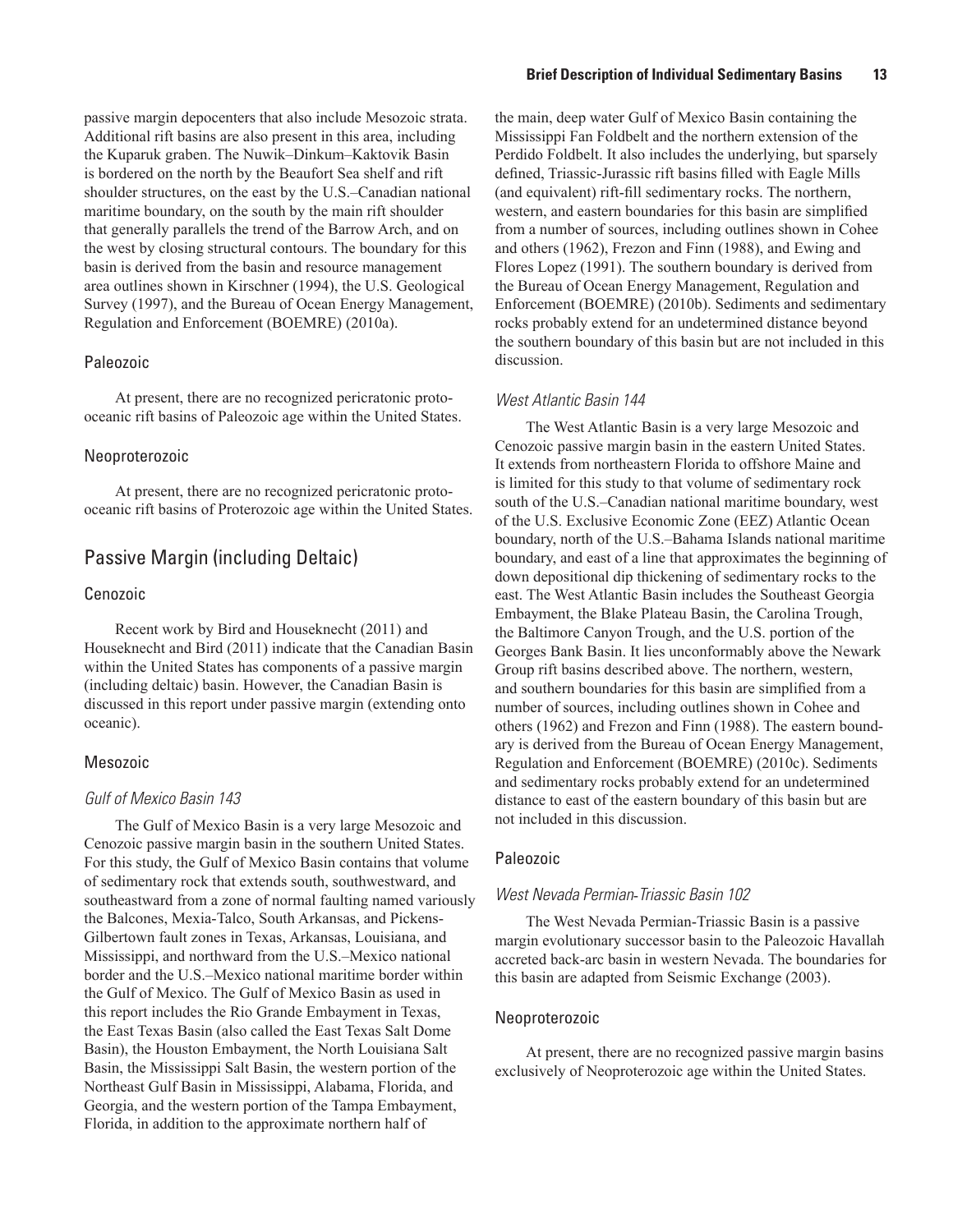passive margin depocenters that also include Mesozoic strata. Additional rift basins are also present in this area, including the Kuparuk graben. The Nuwik–Dinkum–Kaktovik Basin is bordered on the north by the Beaufort Sea shelf and rift shoulder structures, on the east by the U.S.–Canadian national maritime boundary, on the south by the main rift shoulder that generally parallels the trend of the Barrow Arch, and on the west by closing structural contours. The boundary for this basin is derived from the basin and resource management area outlines shown in Kirschner (1994), the U.S. Geological Survey (1997), and the Bureau of Ocean Energy Management, Regulation and Enforcement (BOEMRE) (2010a).

### Paleozoic

At present, there are no recognized pericratonic proto-oceanic rift basins of Paleozoic age within the United States.

### Neoproterozoic

At present, there are no recognized pericratonic proto-oceanic rift basins of Proterozoic age within the United States.

## Passive Margin (including Deltaic)

### Cenozoic

Recent work by Bird and Houseknecht (2011) and Houseknecht and Bird (2011) indicate that the Canadian Basin within the United States has components of a passive margin (including deltaic) basin. However, the Canadian Basin is discussed in this report under passive margin (extending onto oceanic).

### Mesozoic

#### *Gulf of Mexico Basin 143*

The Gulf of Mexico Basin is a very large Mesozoic and Cenozoic passive margin basin in the southern United States. For this study, the Gulf of Mexico Basin contains that volume of sedimentary rock that extends south, southwestward, and southeastward from a zone of normal faulting named variously the Balcones, Mexia-Talco, South Arkansas, and Pickens-Gilbertown fault zones in Texas, Arkansas, Louisiana, and Mississippi, and northward from the U.S.–Mexico national border and the U.S.–Mexico national maritime border within the Gulf of Mexico. The Gulf of Mexico Basin as used in this report includes the Rio Grande Embayment in Texas, the East Texas Basin (also called the East Texas Salt Dome Basin), the Houston Embayment, the North Louisiana Salt Basin, the Mississippi Salt Basin, the western portion of the Northeast Gulf Basin in Mississippi, Alabama, Florida, and Georgia, and the western portion of the Tampa Embayment, Florida, in addition to the approximate northern half of the main, deep water Gulf of Mexico Basin containing the Mississippi Fan Foldbelt and the northern extension of the Perdido Foldbelt. It also includes the underlying, but sparsely defined, Triassic-Jurassic rift basins filled with Eagle Mills (and equivalent) rift-fill sedimentary rocks. The northern, western, and eastern boundaries for this basin are simplified from a number of sources, including outlines shown in Cohee and others (1962), Frezon and Finn (1988), and Ewing and Flores Lopez (1991). The southern boundary is derived from the Bureau of Ocean Energy Management, Regulation and Enforcement (BOEMRE) (2010b). Sediments and sedimentary rocks probably extend for an undetermined distance beyond the southern boundary of this basin but are not included in this discussion.

#### *West Atlantic Basin 144*

The West Atlantic Basin is a very large Mesozoic and Cenozoic passive margin basin in the eastern United States. It extends from northeastern Florida to offshore Maine and is limited for this study to that volume of sedimentary rock south of the U.S.–Canadian national maritime boundary, west of the U.S. Exclusive Economic Zone (EEZ) Atlantic Ocean boundary, north of the U.S.–Bahama Islands national maritime boundary, and east of a line that approximates the beginning of down depositional dip thickening of sedimentary rocks to the east. The West Atlantic Basin includes the Southeast Georgia Embayment, the Blake Plateau Basin, the Carolina Trough, the Baltimore Canyon Trough, and the U.S. portion of the Georges Bank Basin. It lies unconformably above the Newark Group rift basins described above. The northern, western, and southern boundaries for this basin are simplified from a number of sources, including outlines shown in Cohee and others (1962) and Frezon and Finn (1988). The eastern boundary is derived from the Bureau of Ocean Energy Management, Regulation and Enforcement (BOEMRE) (2010c). Sediments and sedimentary rocks probably extend for an undetermined distance to east of the eastern boundary of this basin but are not included in this discussion.

### Paleozoic

#### *West Nevada Permian-Triassic Basin 102*

The West Nevada Permian-Triassic Basin is a passive margin evolutionary successor basin to the Paleozoic Havallah accreted back-arc basin in western Nevada. The boundaries for this basin are adapted from Seismic Exchange (2003).

### Neoproterozoic

At present, there are no recognized passive margin basins exclusively of Neoproterozoic age within the United States.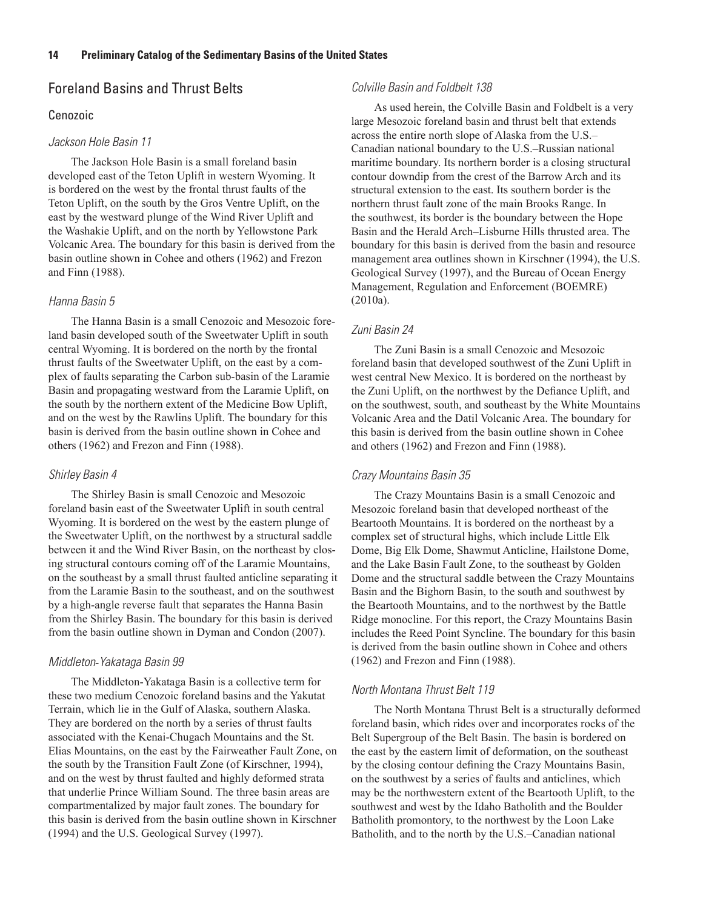## Foreland Basins and Thrust Belts

### Cenozoic

#### *Jackson Hole Basin 11*

The Jackson Hole Basin is a small foreland basin developed east of the Teton Uplift in western Wyoming. It is bordered on the west by the frontal thrust faults of the Teton Uplift, on the south by the Gros Ventre Uplift, on the east by the westward plunge of the Wind River Uplift and the Washakie Uplift, and on the north by Yellowstone Park Volcanic Area. The boundary for this basin is derived from the basin outline shown in Cohee and others (1962) and Frezon and Finn (1988).

#### *Hanna Basin 5*

The Hanna Basin is a small Cenozoic and Mesozoic foreland basin developed south of the Sweetwater Uplift in south central Wyoming. It is bordered on the north by the frontal thrust faults of the Sweetwater Uplift, on the east by a complex of faults separating the Carbon sub-basin of the Laramie Basin and propagating westward from the Laramie Uplift, on the south by the northern extent of the Medicine Bow Uplift, and on the west by the Rawlins Uplift. The boundary for this basin is derived from the basin outline shown in Cohee and others (1962) and Frezon and Finn (1988).

#### *Shirley Basin 4*

The Shirley Basin is small Cenozoic and Mesozoic foreland basin east of the Sweetwater Uplift in south central Wyoming. It is bordered on the west by the eastern plunge of the Sweetwater Uplift, on the northwest by a structural saddle between it and the Wind River Basin, on the northeast by closing structural contours coming off of the Laramie Mountains, on the southeast by a small thrust faulted anticline separating it from the Laramie Basin to the southeast, and on the southwest by a high-angle reverse fault that separates the Hanna Basin from the Shirley Basin. The boundary for this basin is derived from the basin outline shown in Dyman and Condon (2007).

#### *Middleton-Yakataga Basin 99*

The Middleton-Yakataga Basin is a collective term for these two medium Cenozoic foreland basins and the Yakutat Terrain, which lie in the Gulf of Alaska, southern Alaska. They are bordered on the north by a series of thrust faults associated with the Kenai-Chugach Mountains and the St. Elias Mountains, on the east by the Fairweather Fault Zone, on the south by the Transition Fault Zone (of Kirschner, 1994), and on the west by thrust faulted and highly deformed strata that underlie Prince William Sound. The three basin areas are compartmentalized by major fault zones. The boundary for this basin is derived from the basin outline shown in Kirschner (1994) and the U.S. Geological Survey (1997).

#### *Colville Basin and Foldbelt 138*

As used herein, the Colville Basin and Foldbelt is a very large Mesozoic foreland basin and thrust belt that extends across the entire north slope of Alaska from the U.S.–Canadian national boundary to the U.S.–Russian national maritime boundary. Its northern border is a closing structural contour downdip from the crest of the Barrow Arch and its structural extension to the east. Its southern border is the northern thrust fault zone of the main Brooks Range. In the southwest, its border is the boundary between the Hope Basin and the Herald Arch–Lisburne Hills thrusted area. The boundary for this basin is derived from the basin and resource management area outlines shown in Kirschner (1994), the U.S. Geological Survey (1997), and the Bureau of Ocean Energy Management, Regulation and Enforcement (BOEMRE) (2010a).

#### *Zuni Basin 24*

The Zuni Basin is a small Cenozoic and Mesozoic foreland basin that developed southwest of the Zuni Uplift in west central New Mexico. It is bordered on the northeast by the Zuni Uplift, on the northwest by the Defiance Uplift, and on the southwest, south, and southeast by the White Mountains Volcanic Area and the Datil Volcanic Area. The boundary for this basin is derived from the basin outline shown in Cohee and others (1962) and Frezon and Finn (1988).

#### *Crazy Mountains Basin 35*

The Crazy Mountains Basin is a small Cenozoic and Mesozoic foreland basin that developed northeast of the Beartooth Mountains. It is bordered on the northeast by a complex set of structural highs, which include Little Elk Dome, Big Elk Dome, Shawmut Anticline, Hailstone Dome, and the Lake Basin Fault Zone, to the southeast by Golden Dome and the structural saddle between the Crazy Mountains Basin and the Bighorn Basin, to the south and southwest by the Beartooth Mountains, and to the northwest by the Battle Ridge monocline. For this report, the Crazy Mountains Basin includes the Reed Point Syncline. The boundary for this basin is derived from the basin outline shown in Cohee and others (1962) and Frezon and Finn (1988).

#### *North Montana Thrust Belt 119*

The North Montana Thrust Belt is a structurally deformed foreland basin, which rides over and incorporates rocks of the Belt Supergroup of the Belt Basin. The basin is bordered on the east by the eastern limit of deformation, on the southeast by the closing contour defining the Crazy Mountains Basin, on the southwest by a series of faults and anticlines, which may be the northwestern extent of the Beartooth Uplift, to the southwest and west by the Idaho Batholith and the Boulder Batholith promontory, to the northwest by the Loon Lake Batholith, and to the north by the U.S.–Canadian national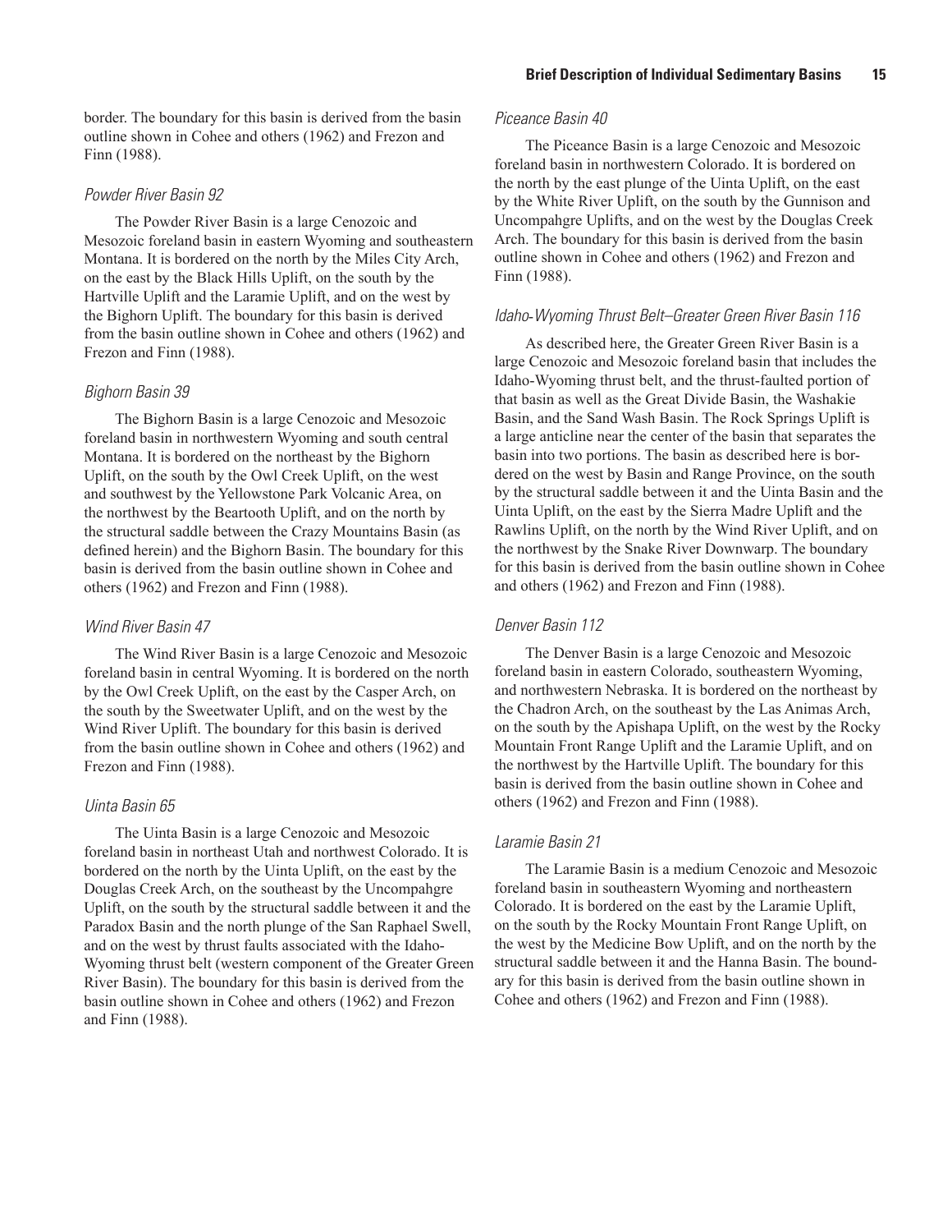border. The boundary for this basin is derived from the basin outline shown in Cohee and others (1962) and Frezon and Finn (1988).

### *Powder River Basin 92*

The Powder River Basin is a large Cenozoic and Mesozoic foreland basin in eastern Wyoming and southeastern Montana. It is bordered on the north by the Miles City Arch, on the east by the Black Hills Uplift, on the south by the Hartville Uplift and the Laramie Uplift, and on the west by the Bighorn Uplift. The boundary for this basin is derived from the basin outline shown in Cohee and others (1962) and Frezon and Finn (1988).

### *Bighorn Basin 39*

The Bighorn Basin is a large Cenozoic and Mesozoic foreland basin in northwestern Wyoming and south central Montana. It is bordered on the northeast by the Bighorn Uplift, on the south by the Owl Creek Uplift, on the west and southwest by the Yellowstone Park Volcanic Area, on the northwest by the Beartooth Uplift, and on the north by the structural saddle between the Crazy Mountains Basin (as defined herein) and the Bighorn Basin. The boundary for this basin is derived from the basin outline shown in Cohee and others (1962) and Frezon and Finn (1988).

### *Wind River Basin 47*

The Wind River Basin is a large Cenozoic and Mesozoic foreland basin in central Wyoming. It is bordered on the north by the Owl Creek Uplift, on the east by the Casper Arch, on the south by the Sweetwater Uplift, and on the west by the Wind River Uplift. The boundary for this basin is derived from the basin outline shown in Cohee and others (1962) and Frezon and Finn (1988).

### *Uinta Basin 65*

The Uinta Basin is a large Cenozoic and Mesozoic foreland basin in northeast Utah and northwest Colorado. It is bordered on the north by the Uinta Uplift, on the east by the Douglas Creek Arch, on the southeast by the Uncompahgre Uplift, on the south by the structural saddle between it and the Paradox Basin and the north plunge of the San Raphael Swell, and on the west by thrust faults associated with the Idaho-Wyoming thrust belt (western component of the Greater Green River Basin). The boundary for this basin is derived from the basin outline shown in Cohee and others (1962) and Frezon and Finn (1988).

### *Piceance Basin 40*

The Piceance Basin is a large Cenozoic and Mesozoic foreland basin in northwestern Colorado. It is bordered on the north by the east plunge of the Uinta Uplift, on the east by the White River Uplift, on the south by the Gunnison and Uncompahgre Uplifts, and on the west by the Douglas Creek Arch. The boundary for this basin is derived from the basin outline shown in Cohee and others (1962) and Frezon and Finn (1988).

### *Idaho-Wyoming Thrust Belt–Greater Green River Basin 116*

As described here, the Greater Green River Basin is a large Cenozoic and Mesozoic foreland basin that includes the Idaho-Wyoming thrust belt, and the thrust-faulted portion of that basin as well as the Great Divide Basin, the Washakie Basin, and the Sand Wash Basin. The Rock Springs Uplift is a large anticline near the center of the basin that separates the basin into two portions. The basin as described here is bordered on the west by Basin and Range Province, on the south by the structural saddle between it and the Uinta Basin and the Uinta Uplift, on the east by the Sierra Madre Uplift and the Rawlins Uplift, on the north by the Wind River Uplift, and on the northwest by the Snake River Downwarp. The boundary for this basin is derived from the basin outline shown in Cohee and others (1962) and Frezon and Finn (1988).

### *Denver Basin 112*

The Denver Basin is a large Cenozoic and Mesozoic foreland basin in eastern Colorado, southeastern Wyoming, and northwestern Nebraska. It is bordered on the northeast by the Chadron Arch, on the southeast by the Las Animas Arch, on the south by the Apishapa Uplift, on the west by the Rocky Mountain Front Range Uplift and the Laramie Uplift, and on the northwest by the Hartville Uplift. The boundary for this basin is derived from the basin outline shown in Cohee and others (1962) and Frezon and Finn (1988).

### *Laramie Basin 21*

The Laramie Basin is a medium Cenozoic and Mesozoic foreland basin in southeastern Wyoming and northeastern Colorado. It is bordered on the east by the Laramie Uplift, on the south by the Rocky Mountain Front Range Uplift, on the west by the Medicine Bow Uplift, and on the north by the structural saddle between it and the Hanna Basin. The boundary for this basin is derived from the basin outline shown in Cohee and others (1962) and Frezon and Finn (1988).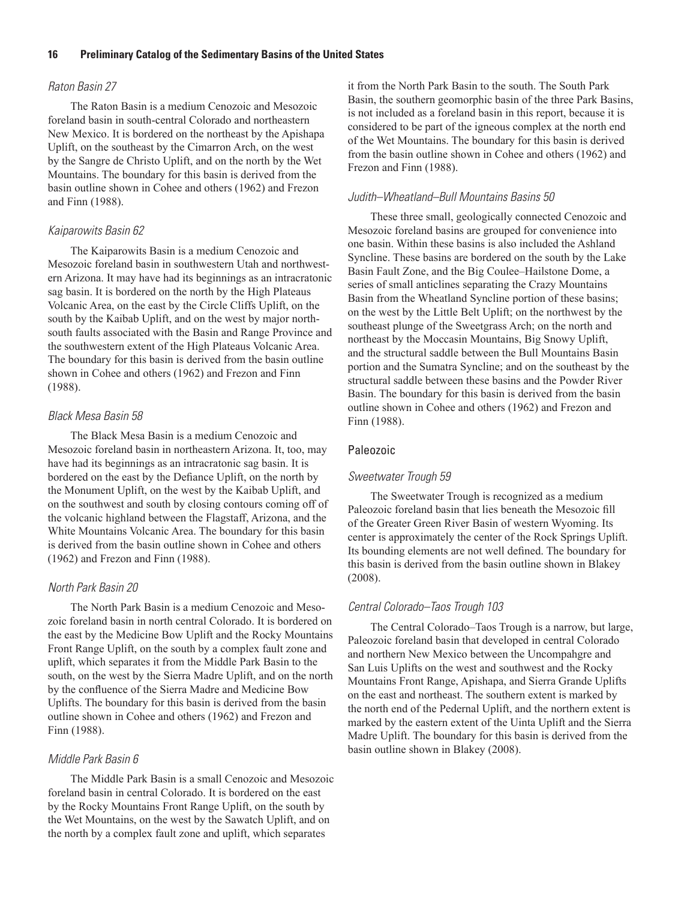### *Raton Basin 27*

The Raton Basin is a medium Cenozoic and Mesozoic foreland basin in south-central Colorado and northeastern New Mexico. It is bordered on the northeast by the Apishapa Uplift, on the southeast by the Cimarron Arch, on the west by the Sangre de Christo Uplift, and on the north by the Wet Mountains. The boundary for this basin is derived from the basin outline shown in Cohee and others (1962) and Frezon and Finn (1988).

### *Kaiparowits Basin 62*

The Kaiparowits Basin is a medium Cenozoic and Mesozoic foreland basin in southwestern Utah and northwestern Arizona. It may have had its beginnings as an intracratonic sag basin. It is bordered on the north by the High Plateaus Volcanic Area, on the east by the Circle Cliffs Uplift, on the south by the Kaibab Uplift, and on the west by major north-south faults associated with the Basin and Range Province and the southwestern extent of the High Plateaus Volcanic Area. The boundary for this basin is derived from the basin outline shown in Cohee and others (1962) and Frezon and Finn (1988).

### *Black Mesa Basin 58*

The Black Mesa Basin is a medium Cenozoic and Mesozoic foreland basin in northeastern Arizona. It, too, may have had its beginnings as an intracratonic sag basin. It is bordered on the east by the Defiance Uplift, on the north by the Monument Uplift, on the west by the Kaibab Uplift, and on the southwest and south by closing contours coming off of the volcanic highland between the Flagstaff, Arizona, and the White Mountains Volcanic Area. The boundary for this basin is derived from the basin outline shown in Cohee and others (1962) and Frezon and Finn (1988).

### *North Park Basin 20*

The North Park Basin is a medium Cenozoic and Mesozoic foreland basin in north central Colorado. It is bordered on the east by the Medicine Bow Uplift and the Rocky Mountains Front Range Uplift, on the south by a complex fault zone and uplift, which separates it from the Middle Park Basin to the south, on the west by the Sierra Madre Uplift, and on the north by the confluence of the Sierra Madre and Medicine Bow Uplifts. The boundary for this basin is derived from the basin outline shown in Cohee and others (1962) and Frezon and Finn (1988).

### *Middle Park Basin 6*

The Middle Park Basin is a small Cenozoic and Mesozoic foreland basin in central Colorado. It is bordered on the east by the Rocky Mountains Front Range Uplift, on the south by the Wet Mountains, on the west by the Sawatch Uplift, and on the north by a complex fault zone and uplift, which separates it from the North Park Basin to the south. The South Park Basin, the southern geomorphic basin of the three Park Basins, is not included as a foreland basin in this report, because it is considered to be part of the igneous complex at the north end of the Wet Mountains. The boundary for this basin is derived from the basin outline shown in Cohee and others (1962) and Frezon and Finn (1988).

### *Judith–Wheatland–Bull Mountains Basins 50*

These three small, geologically connected Cenozoic and Mesozoic foreland basins are grouped for convenience into one basin. Within these basins is also included the Ashland Syncline. These basins are bordered on the south by the Lake Basin Fault Zone, and the Big Coulee–Hailstone Dome, a series of small anticlines separating the Crazy Mountains Basin from the Wheatland Syncline portion of these basins; on the west by the Little Belt Uplift; on the northwest by the southeast plunge of the Sweetgrass Arch; on the north and northeast by the Moccasin Mountains, Big Snowy Uplift, and the structural saddle between the Bull Mountains Basin portion and the Sumatra Syncline; and on the southeast by the structural saddle between these basins and the Powder River Basin. The boundary for this basin is derived from the basin outline shown in Cohee and others (1962) and Frezon and Finn (1988).

## Paleozoic

### *Sweetwater Trough 59*

The Sweetwater Trough is recognized as a medium Paleozoic foreland basin that lies beneath the Mesozoic fill of the Greater Green River Basin of western Wyoming. Its center is approximately the center of the Rock Springs Uplift. Its bounding elements are not well defined. The boundary for this basin is derived from the basin outline shown in Blakey (2008).

### *Central Colorado–Taos Trough 103*

The Central Colorado–Taos Trough is a narrow, but large, Paleozoic foreland basin that developed in central Colorado and northern New Mexico between the Uncompahgre and San Luis Uplifts on the west and southwest and the Rocky Mountains Front Range, Apishapa, and Sierra Grande Uplifts on the east and northeast. The southern extent is marked by the north end of the Pedernal Uplift, and the northern extent is marked by the eastern extent of the Uinta Uplift and the Sierra Madre Uplift. The boundary for this basin is derived from the basin outline shown in Blakey (2008).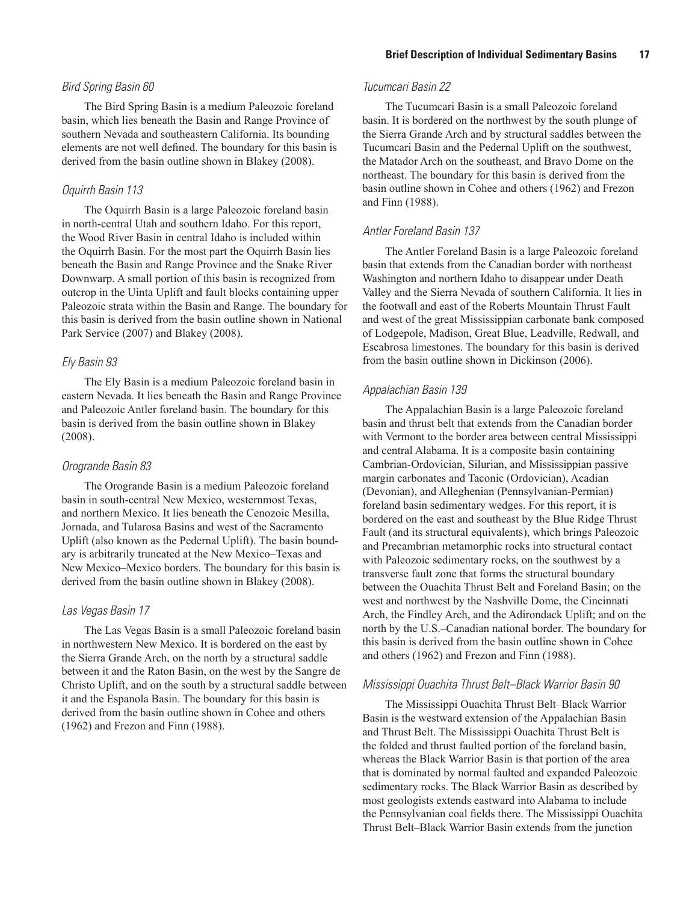### *Bird Spring Basin 60*

The Bird Spring Basin is a medium Paleozoic foreland basin, which lies beneath the Basin and Range Province of southern Nevada and southeastern California. Its bounding elements are not well defined. The boundary for this basin is derived from the basin outline shown in Blakey (2008).

### *Oquirrh Basin 113*

The Oquirrh Basin is a large Paleozoic foreland basin in north-central Utah and southern Idaho. For this report, the Wood River Basin in central Idaho is included within the Oquirrh Basin. For the most part the Oquirrh Basin lies beneath the Basin and Range Province and the Snake River Downwarp. A small portion of this basin is recognized from outcrop in the Uinta Uplift and fault blocks containing upper Paleozoic strata within the Basin and Range. The boundary for this basin is derived from the basin outline shown in National Park Service (2007) and Blakey (2008).

### *Ely Basin 93*

The Ely Basin is a medium Paleozoic foreland basin in eastern Nevada. It lies beneath the Basin and Range Province and Paleozoic Antler foreland basin. The boundary for this basin is derived from the basin outline shown in Blakey (2008).

### *Orogrande Basin 83*

The Orogrande Basin is a medium Paleozoic foreland basin in south-central New Mexico, westernmost Texas, and northern Mexico. It lies beneath the Cenozoic Mesilla, Jornada, and Tularosa Basins and west of the Sacramento Uplift (also known as the Pedernal Uplift). The basin boundary is arbitrarily truncated at the New Mexico–Texas and New Mexico–Mexico borders. The boundary for this basin is derived from the basin outline shown in Blakey (2008).

### *Las Vegas Basin 17*

The Las Vegas Basin is a small Paleozoic foreland basin in northwestern New Mexico. It is bordered on the east by the Sierra Grande Arch, on the north by a structural saddle between it and the Raton Basin, on the west by the Sangre de Christo Uplift, and on the south by a structural saddle between it and the Espanola Basin. The boundary for this basin is derived from the basin outline shown in Cohee and others (1962) and Frezon and Finn (1988).

### *Tucumcari Basin 22*

The Tucumcari Basin is a small Paleozoic foreland basin. It is bordered on the northwest by the south plunge of the Sierra Grande Arch and by structural saddles between the Tucumcari Basin and the Pedernal Uplift on the southwest, the Matador Arch on the southeast, and Bravo Dome on the northeast. The boundary for this basin is derived from the basin outline shown in Cohee and others (1962) and Frezon and Finn (1988).

### *Antler Foreland Basin 137*

The Antler Foreland Basin is a large Paleozoic foreland basin that extends from the Canadian border with northeast Washington and northern Idaho to disappear under Death Valley and the Sierra Nevada of southern California. It lies in the footwall and east of the Roberts Mountain Thrust Fault and west of the great Mississippian carbonate bank composed of Lodgepole, Madison, Great Blue, Leadville, Redwall, and Escabrosa limestones. The boundary for this basin is derived from the basin outline shown in Dickinson (2006).

### *Appalachian Basin 139*

The Appalachian Basin is a large Paleozoic foreland basin and thrust belt that extends from the Canadian border with Vermont to the border area between central Mississippi and central Alabama. It is a composite basin containing Cambrian-Ordovician, Silurian, and Mississippian passive margin carbonates and Taconic (Ordovician), Acadian (Devonian), and Alleghenian (Pennsylvanian-Permian) foreland basin sedimentary wedges. For this report, it is bordered on the east and southeast by the Blue Ridge Thrust Fault (and its structural equivalents), which brings Paleozoic and Precambrian metamorphic rocks into structural contact with Paleozoic sedimentary rocks, on the southwest by a transverse fault zone that forms the structural boundary between the Ouachita Thrust Belt and Foreland Basin; on the west and northwest by the Nashville Dome, the Cincinnati Arch, the Findley Arch, and the Adirondack Uplift; and on the north by the U.S.–Canadian national border. The boundary for this basin is derived from the basin outline shown in Cohee and others (1962) and Frezon and Finn (1988).

### *Mississippi Ouachita Thrust Belt–Black Warrior Basin 90*

The Mississippi Ouachita Thrust Belt–Black Warrior Basin is the westward extension of the Appalachian Basin and Thrust Belt. The Mississippi Ouachita Thrust Belt is the folded and thrust faulted portion of the foreland basin, whereas the Black Warrior Basin is that portion of the area that is dominated by normal faulted and expanded Paleozoic sedimentary rocks. The Black Warrior Basin as described by most geologists extends eastward into Alabama to include the Pennsylvanian coal fields there. The Mississippi Ouachita Thrust Belt–Black Warrior Basin extends from the junction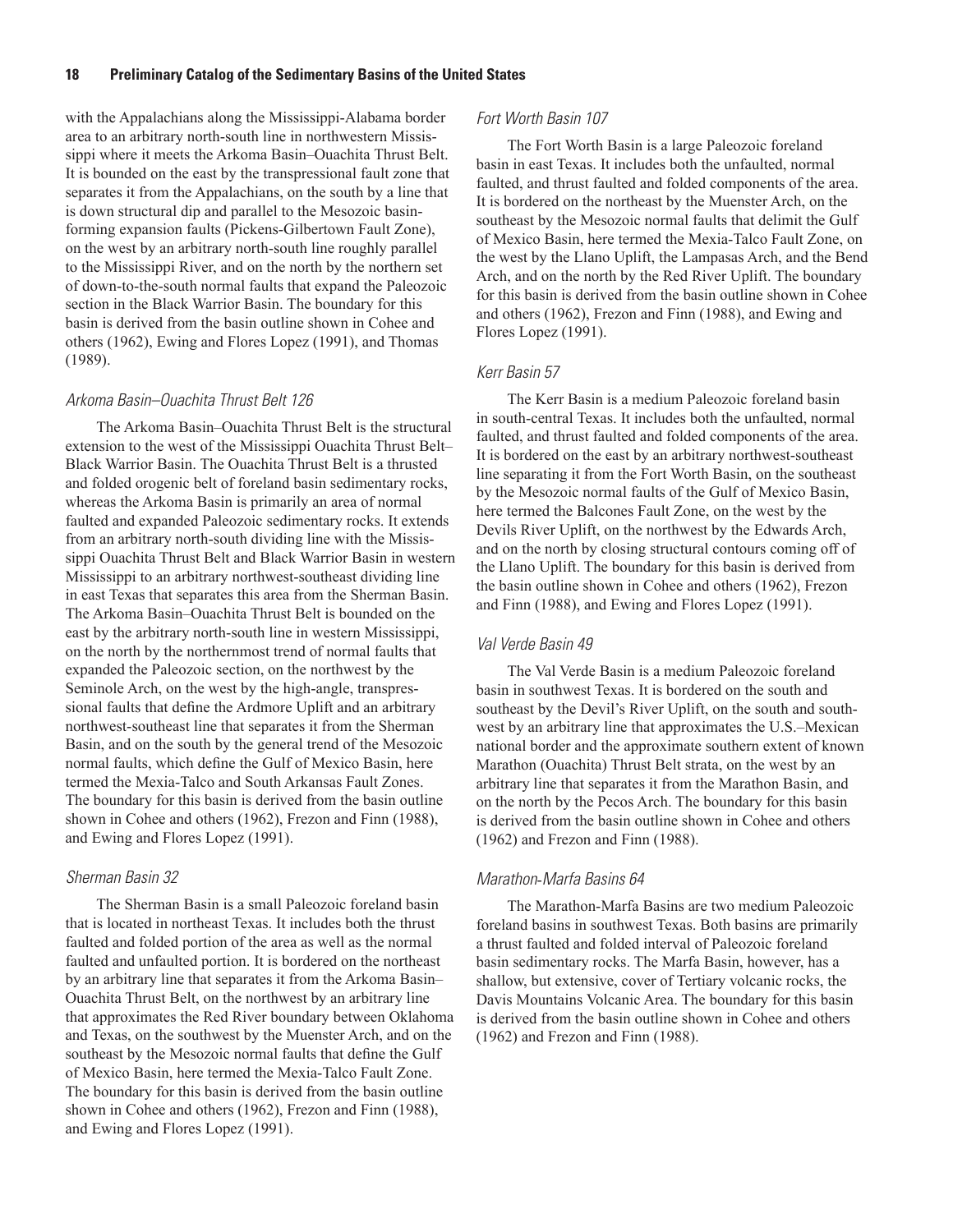with the Appalachians along the Mississippi-Alabama border area to an arbitrary north-south line in northwestern Mississippi where it meets the Arkoma Basin–Ouachita Thrust Belt. It is bounded on the east by the transpressional fault zone that separates it from the Appalachians, on the south by a line that is down structural dip and parallel to the Mesozoic basin-forming expansion faults (Pickens-Gilbertown Fault Zone), on the west by an arbitrary north-south line roughly parallel to the Mississippi River, and on the north by the northern set of down-to-the-south normal faults that expand the Paleozoic section in the Black Warrior Basin. The boundary for this basin is derived from the basin outline shown in Cohee and others (1962), Ewing and Flores Lopez (1991), and Thomas (1989).

### *Arkoma Basin–Ouachita Thrust Belt 126*

The Arkoma Basin–Ouachita Thrust Belt is the structural extension to the west of the Mississippi Ouachita Thrust Belt–Black Warrior Basin. The Ouachita Thrust Belt is a thrusted and folded orogenic belt of foreland basin sedimentary rocks, whereas the Arkoma Basin is primarily an area of normal faulted and expanded Paleozoic sedimentary rocks. It extends from an arbitrary north-south dividing line with the Mississippi Ouachita Thrust Belt and Black Warrior Basin in western Mississippi to an arbitrary northwest-southeast dividing line in east Texas that separates this area from the Sherman Basin. The Arkoma Basin–Ouachita Thrust Belt is bounded on the east by the arbitrary north-south line in western Mississippi, on the north by the northernmost trend of normal faults that expanded the Paleozoic section, on the northwest by the Seminole Arch, on the west by the high-angle, transpressional faults that define the Ardmore Uplift and an arbitrary northwest-southeast line that separates it from the Sherman Basin, and on the south by the general trend of the Mesozoic normal faults, which define the Gulf of Mexico Basin, here termed the Mexia-Talco and South Arkansas Fault Zones. The boundary for this basin is derived from the basin outline shown in Cohee and others (1962), Frezon and Finn (1988), and Ewing and Flores Lopez (1991).

### *Sherman Basin 32*

The Sherman Basin is a small Paleozoic foreland basin that is located in northeast Texas. It includes both the thrust faulted and folded portion of the area as well as the normal faulted and unfaulted portion. It is bordered on the northeast by an arbitrary line that separates it from the Arkoma Basin–Ouachita Thrust Belt, on the northwest by an arbitrary line that approximates the Red River boundary between Oklahoma and Texas, on the southwest by the Muenster Arch, and on the southeast by the Mesozoic normal faults that define the Gulf of Mexico Basin, here termed the Mexia-Talco Fault Zone. The boundary for this basin is derived from the basin outline shown in Cohee and others (1962), Frezon and Finn (1988), and Ewing and Flores Lopez (1991).

### *Fort Worth Basin 107*

The Fort Worth Basin is a large Paleozoic foreland basin in east Texas. It includes both the unfaulted, normal faulted, and thrust faulted and folded components of the area. It is bordered on the northeast by the Muenster Arch, on the southeast by the Mesozoic normal faults that delimit the Gulf of Mexico Basin, here termed the Mexia-Talco Fault Zone, on the west by the Llano Uplift, the Lampasas Arch, and the Bend Arch, and on the north by the Red River Uplift. The boundary for this basin is derived from the basin outline shown in Cohee and others (1962), Frezon and Finn (1988), and Ewing and Flores Lopez (1991).

### *Kerr Basin 57*

The Kerr Basin is a medium Paleozoic foreland basin in south-central Texas. It includes both the unfaulted, normal faulted, and thrust faulted and folded components of the area. It is bordered on the east by an arbitrary northwest-southeast line separating it from the Fort Worth Basin, on the southeast by the Mesozoic normal faults of the Gulf of Mexico Basin, here termed the Balcones Fault Zone, on the west by the Devils River Uplift, on the northwest by the Edwards Arch, and on the north by closing structural contours coming off of the Llano Uplift. The boundary for this basin is derived from the basin outline shown in Cohee and others (1962), Frezon and Finn (1988), and Ewing and Flores Lopez (1991).

### *Val Verde Basin 49*

The Val Verde Basin is a medium Paleozoic foreland basin in southwest Texas. It is bordered on the south and southeast by the Devil's River Uplift, on the south and southwest by an arbitrary line that approximates the U.S.–Mexican national border and the approximate southern extent of known Marathon (Ouachita) Thrust Belt strata, on the west by an arbitrary line that separates it from the Marathon Basin, and on the north by the Pecos Arch. The boundary for this basin is derived from the basin outline shown in Cohee and others (1962) and Frezon and Finn (1988).

### *Marathon-Marfa Basins 64*

The Marathon-Marfa Basins are two medium Paleozoic foreland basins in southwest Texas. Both basins are primarily a thrust faulted and folded interval of Paleozoic foreland basin sedimentary rocks. The Marfa Basin, however, has a shallow, but extensive, cover of Tertiary volcanic rocks, the Davis Mountains Volcanic Area. The boundary for this basin is derived from the basin outline shown in Cohee and others (1962) and Frezon and Finn (1988).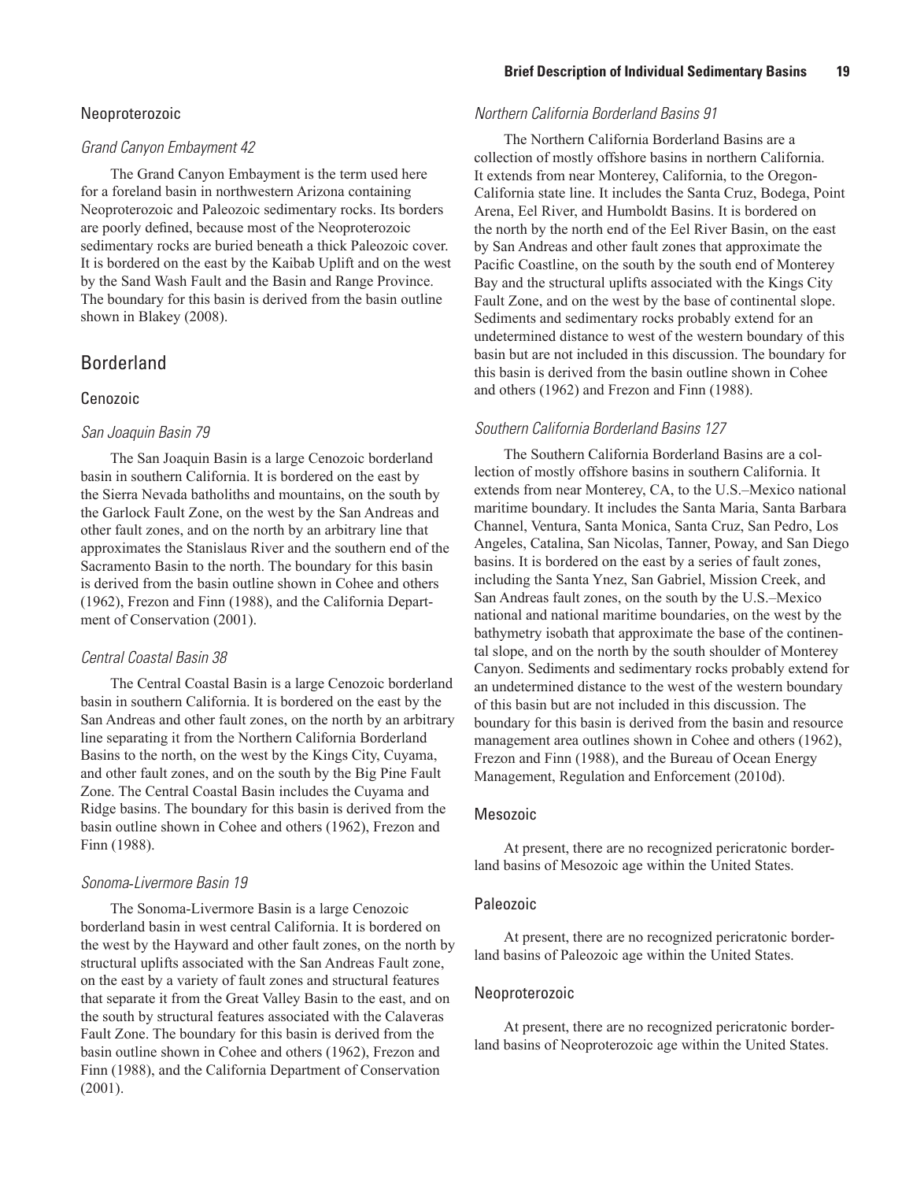### Neoproterozoic

#### *Grand Canyon Embayment 42*

The Grand Canyon Embayment is the term used here for a foreland basin in northwestern Arizona containing Neoproterozoic and Paleozoic sedimentary rocks. Its borders are poorly defined, because most of the Neoproterozoic sedimentary rocks are buried beneath a thick Paleozoic cover. It is bordered on the east by the Kaibab Uplift and on the west by the Sand Wash Fault and the Basin and Range Province. The boundary for this basin is derived from the basin outline shown in Blakey (2008).

## Borderland

### Cenozoic

#### *San Joaquin Basin 79*

The San Joaquin Basin is a large Cenozoic borderland basin in southern California. It is bordered on the east by the Sierra Nevada batholiths and mountains, on the south by the Garlock Fault Zone, on the west by the San Andreas and other fault zones, and on the north by an arbitrary line that approximates the Stanislaus River and the southern end of the Sacramento Basin to the north. The boundary for this basin is derived from the basin outline shown in Cohee and others (1962), Frezon and Finn (1988), and the California Department of Conservation (2001).

#### *Central Coastal Basin 38*

The Central Coastal Basin is a large Cenozoic borderland basin in southern California. It is bordered on the east by the San Andreas and other fault zones, on the north by an arbitrary line separating it from the Northern California Borderland Basins to the north, on the west by the Kings City, Cuyama, and other fault zones, and on the south by the Big Pine Fault Zone. The Central Coastal Basin includes the Cuyama and Ridge basins. The boundary for this basin is derived from the basin outline shown in Cohee and others (1962), Frezon and Finn (1988).

#### *Sonoma-Livermore Basin 19*

The Sonoma-Livermore Basin is a large Cenozoic borderland basin in west central California. It is bordered on the west by the Hayward and other fault zones, on the north by structural uplifts associated with the San Andreas Fault zone, on the east by a variety of fault zones and structural features that separate it from the Great Valley Basin to the east, and on the south by structural features associated with the Calaveras Fault Zone. The boundary for this basin is derived from the basin outline shown in Cohee and others (1962), Frezon and Finn (1988), and the California Department of Conservation (2001).

#### *Northern California Borderland Basins 91*

The Northern California Borderland Basins are a collection of mostly offshore basins in northern California. It extends from near Monterey, California, to the Oregon-California state line. It includes the Santa Cruz, Bodega, Point Arena, Eel River, and Humboldt Basins. It is bordered on the north by the north end of the Eel River Basin, on the east by San Andreas and other fault zones that approximate the Pacific Coastline, on the south by the south end of Monterey Bay and the structural uplifts associated with the Kings City Fault Zone, and on the west by the base of continental slope. Sediments and sedimentary rocks probably extend for an undetermined distance to west of the western boundary of this basin but are not included in this discussion. The boundary for this basin is derived from the basin outline shown in Cohee and others (1962) and Frezon and Finn (1988).

#### *Southern California Borderland Basins 127*

The Southern California Borderland Basins are a collection of mostly offshore basins in southern California. It extends from near Monterey, CA, to the U.S.–Mexico national maritime boundary. It includes the Santa Maria, Santa Barbara Channel, Ventura, Santa Monica, Santa Cruz, San Pedro, Los Angeles, Catalina, San Nicolas, Tanner, Poway, and San Diego basins. It is bordered on the east by a series of fault zones, including the Santa Ynez, San Gabriel, Mission Creek, and San Andreas fault zones, on the south by the U.S.–Mexico national and national maritime boundaries, on the west by the bathymetry isobath that approximate the base of the continental slope, and on the north by the south shoulder of Monterey Canyon. Sediments and sedimentary rocks probably extend for an undetermined distance to the west of the western boundary of this basin but are not included in this discussion. The boundary for this basin is derived from the basin and resource management area outlines shown in Cohee and others (1962), Frezon and Finn (1988), and the Bureau of Ocean Energy Management, Regulation and Enforcement (2010d).

### Mesozoic

At present, there are no recognized pericratonic borderland basins of Mesozoic age within the United States.

### Paleozoic

At present, there are no recognized pericratonic borderland basins of Paleozoic age within the United States.

### Neoproterozoic

At present, there are no recognized pericratonic borderland basins of Neoproterozoic age within the United States.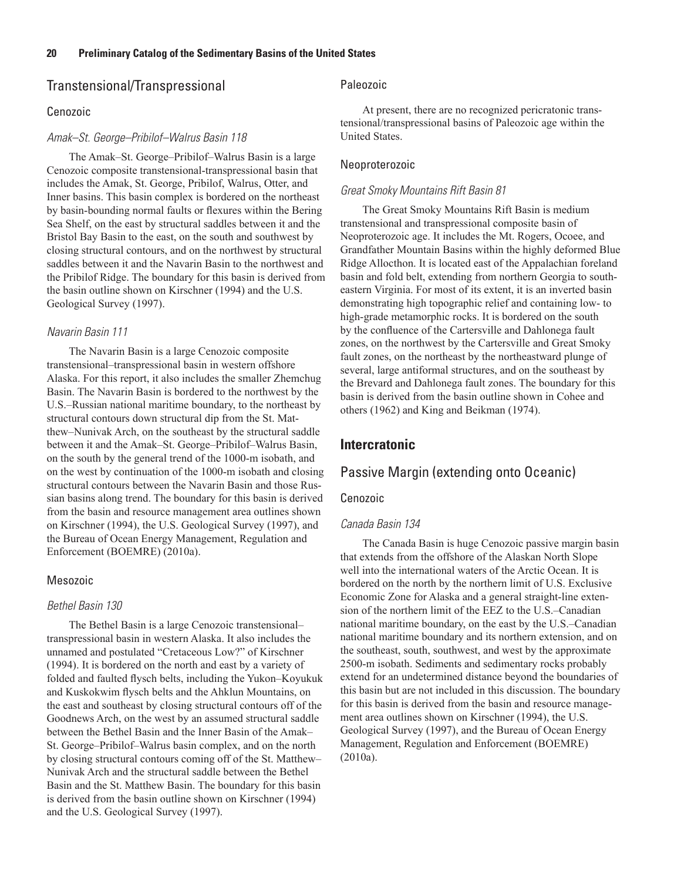## Transtensional/Transpressional

### Cenozoic

#### *Amak–St. George–Pribilof–Walrus Basin 118*

The Amak–St. George–Pribilof–Walrus Basin is a large Cenozoic composite transtensional-transpressional basin that includes the Amak, St. George, Pribilof, Walrus, Otter, and Inner basins. This basin complex is bordered on the northeast by basin-bounding normal faults or flexures within the Bering Sea Shelf, on the east by structural saddles between it and the Bristol Bay Basin to the east, on the south and southwest by closing structural contours, and on the northwest by structural saddles between it and the Navarin Basin to the northwest and the Pribilof Ridge. The boundary for this basin is derived from the basin outline shown on Kirschner (1994) and the U.S. Geological Survey (1997).

#### *Navarin Basin 111*

The Navarin Basin is a large Cenozoic composite transtensional–transpressional basin in western offshore Alaska. For this report, it also includes the smaller Zhemchug Basin. The Navarin Basin is bordered to the northwest by the U.S.–Russian national maritime boundary, to the northeast by structural contours down structural dip from the St. Matthew–Nunivak Arch, on the southeast by the structural saddle between it and the Amak–St. George–Pribilof–Walrus Basin, on the south by the general trend of the 1000-m isobath, and on the west by continuation of the 1000-m isobath and closing structural contours between the Navarin Basin and those Russian basins along trend. The boundary for this basin is derived from the basin and resource management area outlines shown on Kirschner (1994), the U.S. Geological Survey (1997), and the Bureau of Ocean Energy Management, Regulation and Enforcement (BOEMRE) (2010a).

### Mesozoic

#### *Bethel Basin 130*

The Bethel Basin is a large Cenozoic transtensional–transpressional basin in western Alaska. It also includes the unnamed and postulated "Cretaceous Low?" of Kirschner (1994). It is bordered on the north and east by a variety of folded and faulted flysch belts, including the Yukon–Koyukuk and Kuskokwim flysch belts and the Ahklun Mountains, on the east and southeast by closing structural contours off of the Goodnews Arch, on the west by an assumed structural saddle between the Bethel Basin and the Inner Basin of the Amak–St. George–Pribilof–Walrus basin complex, and on the north by closing structural contours coming off of the St. Matthew–Nunivak Arch and the structural saddle between the Bethel Basin and the St. Matthew Basin. The boundary for this basin is derived from the basin outline shown on Kirschner (1994) and the U.S. Geological Survey (1997).

### Paleozoic

At present, there are no recognized pericratonic transtensional/transpressional basins of Paleozoic age within the United States.

### Neoproterozoic

#### *Great Smoky Mountains Rift Basin 81*

The Great Smoky Mountains Rift Basin is medium transtensional and transpressional composite basin of Neoproterozoic age. It includes the Mt. Rogers, Ocoee, and Grandfather Mountain Basins within the highly deformed Blue Ridge Allocthon. It is located east of the Appalachian foreland basin and fold belt, extending from northern Georgia to southeastern Virginia. For most of its extent, it is an inverted basin demonstrating high topographic relief and containing low- to high-grade metamorphic rocks. It is bordered on the south by the confluence of the Cartersville and Dahlonega fault zones, on the northwest by the Cartersville and Great Smoky fault zones, on the northeast by the northeastward plunge of several, large antiformal structures, and on the southeast by the Brevard and Dahlonega fault zones. The boundary for this basin is derived from the basin outline shown in Cohee and others (1962) and King and Beikman (1974).

# **Intercratonic**

## Passive Margin (extending onto Oceanic)

### Cenozoic

#### *Canada Basin 134*

The Canada Basin is huge Cenozoic passive margin basin that extends from the offshore of the Alaskan North Slope well into the international waters of the Arctic Ocean. It is bordered on the north by the northern limit of U.S. Exclusive Economic Zone for Alaska and a general straight-line extension of the northern limit of the EEZ to the U.S.–Canadian national maritime boundary, on the east by the U.S.–Canadian national maritime boundary and its northern extension, and on the southeast, south, southwest, and west by the approximate 2500-m isobath. Sediments and sedimentary rocks probably extend for an undetermined distance beyond the boundaries of this basin but are not included in this discussion. The boundary for this basin is derived from the basin and resource management area outlines shown on Kirschner (1994), the U.S. Geological Survey (1997), and the Bureau of Ocean Energy Management, Regulation and Enforcement (BOEMRE) (2010a).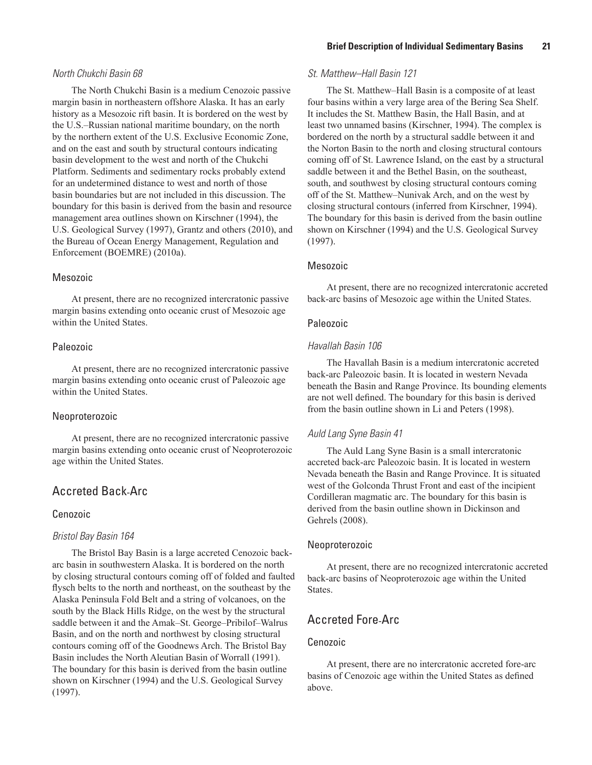### *North Chukchi Basin 68*

The North Chukchi Basin is a medium Cenozoic passive margin basin in northeastern offshore Alaska. It has an early history as a Mesozoic rift basin. It is bordered on the west by the U.S.–Russian national maritime boundary, on the north by the northern extent of the U.S. Exclusive Economic Zone, and on the east and south by structural contours indicating basin development to the west and north of the Chukchi Platform. Sediments and sedimentary rocks probably extend for an undetermined distance to west and north of those basin boundaries but are not included in this discussion. The boundary for this basin is derived from the basin and resource management area outlines shown on Kirschner (1994), the U.S. Geological Survey (1997), Grantz and others (2010), and the Bureau of Ocean Energy Management, Regulation and Enforcement (BOEMRE) (2010a).

### Mesozoic

At present, there are no recognized intercratonic passive margin basins extending onto oceanic crust of Mesozoic age within the United States.

### Paleozoic

At present, there are no recognized intercratonic passive margin basins extending onto oceanic crust of Paleozoic age within the United States.

### Neoproterozoic

At present, there are no recognized intercratonic passive margin basins extending onto oceanic crust of Neoproterozoic age within the United States.

## Accreted Back-Arc

### Cenozoic

#### *Bristol Bay Basin 164*

The Bristol Bay Basin is a large accreted Cenozoic back-arc basin in southwestern Alaska. It is bordered on the north by closing structural contours coming off of folded and faulted flysch belts to the north and northeast, on the southeast by the Alaska Peninsula Fold Belt and a string of volcanoes, on the south by the Black Hills Ridge, on the west by the structural saddle between it and the Amak–St. George–Pribilof–Walrus Basin, and on the north and northwest by closing structural contours coming off of the Goodnews Arch. The Bristol Bay Basin includes the North Aleutian Basin of Worrall (1991). The boundary for this basin is derived from the basin outline shown on Kirschner (1994) and the U.S. Geological Survey (1997).

#### *St. Matthew–Hall Basin 121*

The St. Matthew–Hall Basin is a composite of at least four basins within a very large area of the Bering Sea Shelf. It includes the St. Matthew Basin, the Hall Basin, and at least two unnamed basins (Kirschner, 1994). The complex is bordered on the north by a structural saddle between it and the Norton Basin to the north and closing structural contours coming off of St. Lawrence Island, on the east by a structural saddle between it and the Bethel Basin, on the southeast, south, and southwest by closing structural contours coming off of the St. Matthew–Nunivak Arch, and on the west by closing structural contours (inferred from Kirschner, 1994). The boundary for this basin is derived from the basin outline shown on Kirschner (1994) and the U.S. Geological Survey (1997).

### Mesozoic

At present, there are no recognized intercratonic accreted back-arc basins of Mesozoic age within the United States.

### Paleozoic

#### *Havallah Basin 106*

The Havallah Basin is a medium intercratonic accreted back-arc Paleozoic basin. It is located in western Nevada beneath the Basin and Range Province. Its bounding elements are not well defined. The boundary for this basin is derived from the basin outline shown in Li and Peters (1998).

#### *Auld Lang Syne Basin 41*

The Auld Lang Syne Basin is a small intercratonic accreted back-arc Paleozoic basin. It is located in western Nevada beneath the Basin and Range Province. It is situated west of the Golconda Thrust Front and east of the incipient Cordilleran magmatic arc. The boundary for this basin is derived from the basin outline shown in Dickinson and Gehrels (2008).

### Neoproterozoic

At present, there are no recognized intercratonic accreted back-arc basins of Neoproterozoic age within the United States.

## Accreted Fore-Arc

### Cenozoic

At present, there are no intercratonic accreted fore-arc basins of Cenozoic age within the United States as defined above.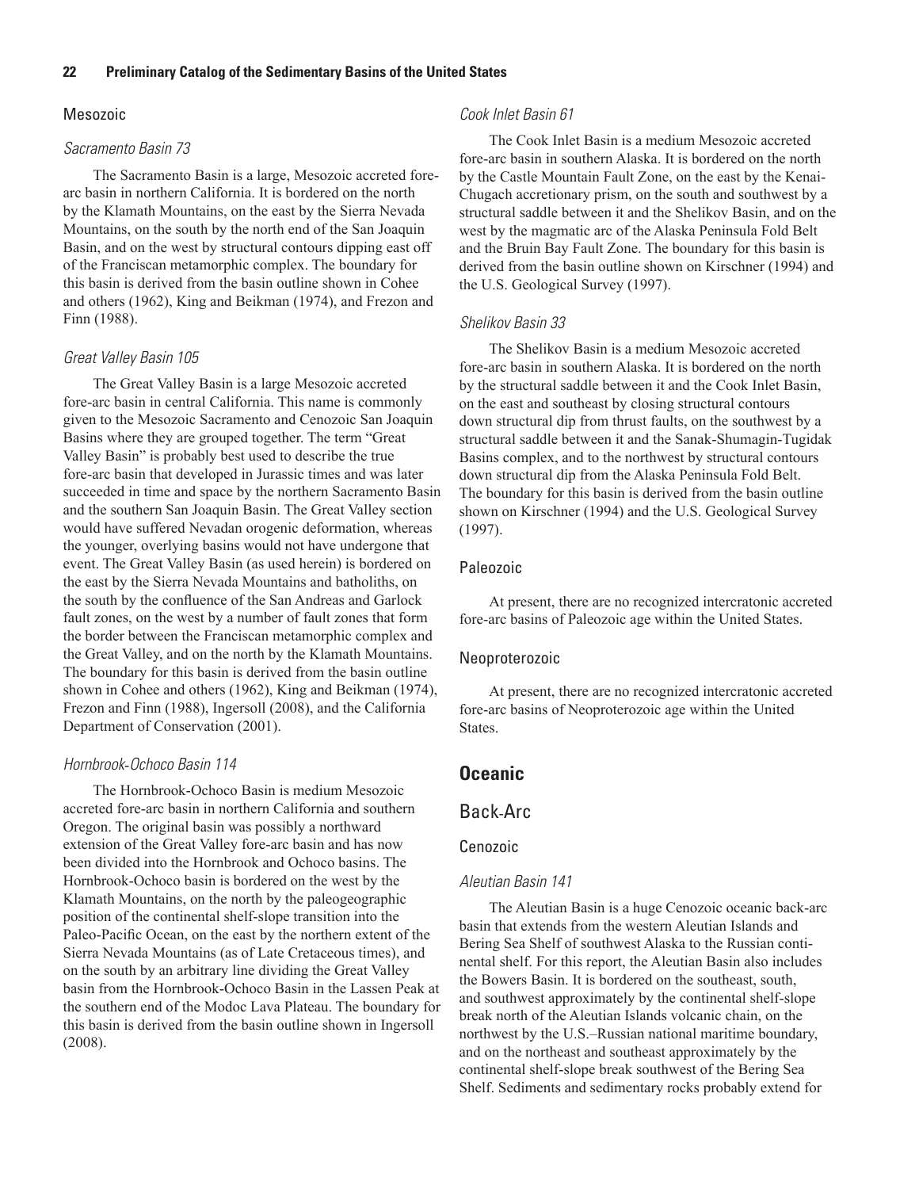### Mesozoic

#### *Sacramento Basin 73*

The Sacramento Basin is a large, Mesozoic accreted fore-arc basin in northern California. It is bordered on the north by the Klamath Mountains, on the east by the Sierra Nevada Mountains, on the south by the north end of the San Joaquin Basin, and on the west by structural contours dipping east off of the Franciscan metamorphic complex. The boundary for this basin is derived from the basin outline shown in Cohee and others (1962), King and Beikman (1974), and Frezon and Finn (1988).

#### *Great Valley Basin 105*

The Great Valley Basin is a large Mesozoic accreted fore-arc basin in central California. This name is commonly given to the Mesozoic Sacramento and Cenozoic San Joaquin Basins where they are grouped together. The term "Great Valley Basin" is probably best used to describe the true fore-arc basin that developed in Jurassic times and was later succeeded in time and space by the northern Sacramento Basin and the southern San Joaquin Basin. The Great Valley section would have suffered Nevadan orogenic deformation, whereas the younger, overlying basins would not have undergone that event. The Great Valley Basin (as used herein) is bordered on the east by the Sierra Nevada Mountains and batholiths, on the south by the confluence of the San Andreas and Garlock fault zones, on the west by a number of fault zones that form the border between the Franciscan metamorphic complex and the Great Valley, and on the north by the Klamath Mountains. The boundary for this basin is derived from the basin outline shown in Cohee and others (1962), King and Beikman (1974), Frezon and Finn (1988), Ingersoll (2008), and the California Department of Conservation (2001).

#### *Hornbrook-Ochoco Basin 114*

The Hornbrook-Ochoco Basin is medium Mesozoic accreted fore-arc basin in northern California and southern Oregon. The original basin was possibly a northward extension of the Great Valley fore-arc basin and has now been divided into the Hornbrook and Ochoco basins. The Hornbrook-Ochoco basin is bordered on the west by the Klamath Mountains, on the north by the paleogeographic position of the continental shelf-slope transition into the Paleo-Pacific Ocean, on the east by the northern extent of the Sierra Nevada Mountains (as of Late Cretaceous times), and on the south by an arbitrary line dividing the Great Valley basin from the Hornbrook-Ochoco Basin in the Lassen Peak at the southern end of the Modoc Lava Plateau. The boundary for this basin is derived from the basin outline shown in Ingersoll (2008).

#### *Cook Inlet Basin 61*

The Cook Inlet Basin is a medium Mesozoic accreted fore-arc basin in southern Alaska. It is bordered on the north by the Castle Mountain Fault Zone, on the east by the Kenai-Chugach accretionary prism, on the south and southwest by a structural saddle between it and the Shelikov Basin, and on the west by the magmatic arc of the Alaska Peninsula Fold Belt and the Bruin Bay Fault Zone. The boundary for this basin is derived from the basin outline shown on Kirschner (1994) and the U.S. Geological Survey (1997).

#### *Shelikov Basin 33*

The Shelikov Basin is a medium Mesozoic accreted fore-arc basin in southern Alaska. It is bordered on the north by the structural saddle between it and the Cook Inlet Basin, on the east and southeast by closing structural contours down structural dip from thrust faults, on the southwest by a structural saddle between it and the Sanak-Shumagin-Tugidak Basins complex, and to the northwest by structural contours down structural dip from the Alaska Peninsula Fold Belt. The boundary for this basin is derived from the basin outline shown on Kirschner (1994) and the U.S. Geological Survey (1997).

### Paleozoic

At present, there are no recognized intercratonic accreted fore-arc basins of Paleozoic age within the United States.

### Neoproterozoic

At present, there are no recognized intercratonic accreted fore-arc basins of Neoproterozoic age within the United States.

# **Oceanic**

## Back-Arc

### Cenozoic

#### *Aleutian Basin 141*

The Aleutian Basin is a huge Cenozoic oceanic back-arc basin that extends from the western Aleutian Islands and Bering Sea Shelf of southwest Alaska to the Russian continental shelf. For this report, the Aleutian Basin also includes the Bowers Basin. It is bordered on the southeast, south, and southwest approximately by the continental shelf-slope break north of the Aleutian Islands volcanic chain, on the northwest by the U.S.–Russian national maritime boundary, and on the northeast and southeast approximately by the continental shelf-slope break southwest of the Bering Sea Shelf. Sediments and sedimentary rocks probably extend for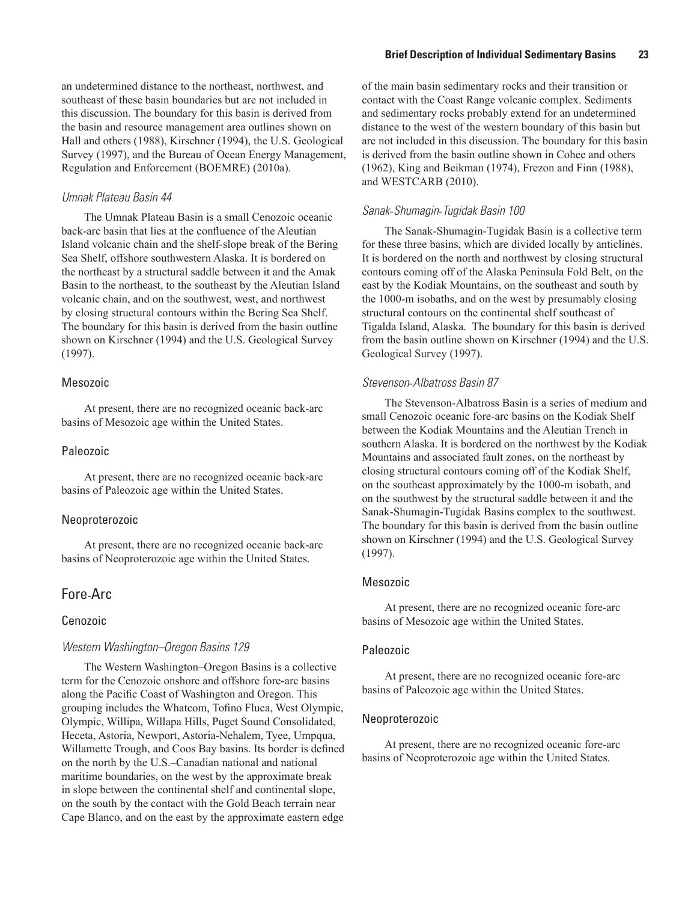an undetermined distance to the northeast, northwest, and southeast of these basin boundaries but are not included in this discussion. The boundary for this basin is derived from the basin and resource management area outlines shown on Hall and others (1988), Kirschner (1994), the U.S. Geological Survey (1997), and the Bureau of Ocean Energy Management, Regulation and Enforcement (BOEMRE) (2010a).

#### *Umnak Plateau Basin 44*

The Umnak Plateau Basin is a small Cenozoic oceanic back-arc basin that lies at the confluence of the Aleutian Island volcanic chain and the shelf-slope break of the Bering Sea Shelf, offshore southwestern Alaska. It is bordered on the northeast by a structural saddle between it and the Amak Basin to the northeast, to the southeast by the Aleutian Island volcanic chain, and on the southwest, west, and northwest by closing structural contours within the Bering Sea Shelf. The boundary for this basin is derived from the basin outline shown on Kirschner (1994) and the U.S. Geological Survey (1997).

### Mesozoic

At present, there are no recognized oceanic back-arc basins of Mesozoic age within the United States.

### Paleozoic

At present, there are no recognized oceanic back-arc basins of Paleozoic age within the United States.

### Neoproterozoic

At present, there are no recognized oceanic back-arc basins of Neoproterozoic age within the United States.

## Fore-Arc

### Cenozoic

#### *Western Washington–Oregon Basins 129*

The Western Washington–Oregon Basins is a collective term for the Cenozoic onshore and offshore fore-arc basins along the Pacific Coast of Washington and Oregon. This grouping includes the Whatcom, Tofino Fluca, West Olympic, Olympic, Willipa, Willapa Hills, Puget Sound Consolidated, Heceta, Astoria, Newport, Astoria-Nehalem, Tyee, Umpqua, Willamette Trough, and Coos Bay basins. Its border is defined on the north by the U.S.–Canadian national and national maritime boundaries, on the west by the approximate break in slope between the continental shelf and continental slope, on the south by the contact with the Gold Beach terrain near Cape Blanco, and on the east by the approximate eastern edge of the main basin sedimentary rocks and their transition or contact with the Coast Range volcanic complex. Sediments and sedimentary rocks probably extend for an undetermined distance to the west of the western boundary of this basin but are not included in this discussion. The boundary for this basin is derived from the basin outline shown in Cohee and others (1962), King and Beikman (1974), Frezon and Finn (1988), and WESTCARB (2010).

#### *Sanak-Shumagin-Tugidak Basin 100*

The Sanak-Shumagin-Tugidak Basin is a collective term for these three basins, which are divided locally by anticlines. It is bordered on the north and northwest by closing structural contours coming off of the Alaska Peninsula Fold Belt, on the east by the Kodiak Mountains, on the southeast and south by the 1000-m isobaths, and on the west by presumably closing structural contours on the continental shelf southeast of Tigalda Island, Alaska. The boundary for this basin is derived from the basin outline shown on Kirschner (1994) and the U.S. Geological Survey (1997).

#### *Stevenson-Albatross Basin 87*

The Stevenson-Albatross Basin is a series of medium and small Cenozoic oceanic fore-arc basins on the Kodiak Shelf between the Kodiak Mountains and the Aleutian Trench in southern Alaska. It is bordered on the northwest by the Kodiak Mountains and associated fault zones, on the northeast by closing structural contours coming off of the Kodiak Shelf, on the southeast approximately by the 1000-m isobath, and on the southwest by the structural saddle between it and the Sanak-Shumagin-Tugidak Basins complex to the southwest. The boundary for this basin is derived from the basin outline shown on Kirschner (1994) and the U.S. Geological Survey (1997).

### Mesozoic

At present, there are no recognized oceanic fore-arc basins of Mesozoic age within the United States.

### Paleozoic

At present, there are no recognized oceanic fore-arc basins of Paleozoic age within the United States.

### Neoproterozoic

At present, there are no recognized oceanic fore-arc basins of Neoproterozoic age within the United States.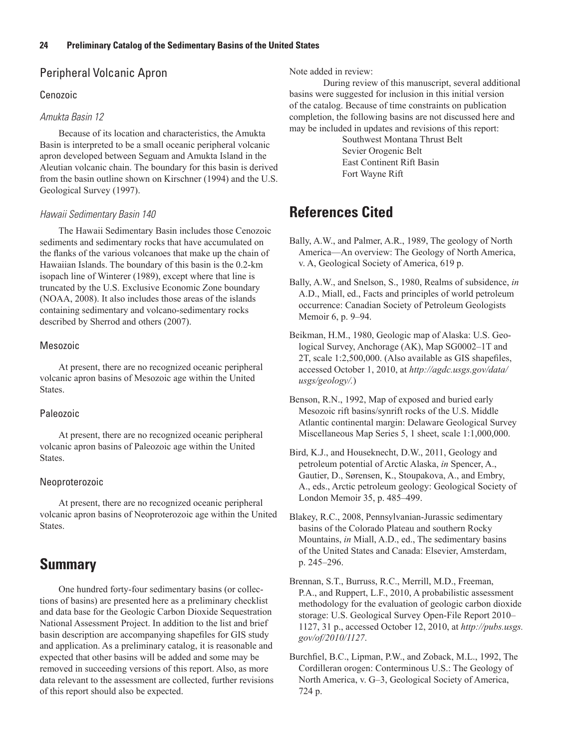## Peripheral Volcanic Apron

### Cenozoic

#### *Amukta Basin 12*

Because of its location and characteristics, the Amukta Basin is interpreted to be a small oceanic peripheral volcanic apron developed between Seguam and Amukta Island in the Aleutian volcanic chain. The boundary for this basin is derived from the basin outline shown on Kirschner (1994) and the U.S. Geological Survey (1997).

#### *Hawaii Sedimentary Basin 140*

The Hawaii Sedimentary Basin includes those Cenozoic sediments and sedimentary rocks that have accumulated on the flanks of the various volcanoes that make up the chain of Hawaiian Islands. The boundary of this basin is the 0.2-km isopach line of Winterer (1989), except where that line is truncated by the U.S. Exclusive Economic Zone boundary (NOAA, 2008). It also includes those areas of the islands containing sedimentary and volcano-sedimentary rocks described by Sherrod and others (2007).

### Mesozoic

At present, there are no recognized oceanic peripheral volcanic apron basins of Mesozoic age within the United States.

### Paleozoic

At present, there are no recognized oceanic peripheral volcanic apron basins of Paleozoic age within the United States.

### Neoproterozoic

At present, there are no recognized oceanic peripheral volcanic apron basins of Neoproterozoic age within the United States.

# Summary

One hundred forty-four sedimentary basins (or collections of basins) are presented here as a preliminary checklist and data base for the Geologic Carbon Dioxide Sequestration National Assessment Project. In addition to the list and brief basin description are accompanying shapefiles for GIS study and application. As a preliminary catalog, it is reasonable and expected that other basins will be added and some may be removed in succeeding versions of this report. Also, as more data relevant to the assessment are collected, further revisions of this report should also be expected.

Note added in review:

During review of this manuscript, several additional basins were suggested for inclusion in this initial version of the catalog. Because of time constraints on publication completion, the following basins are not discussed here and may be included in updates and revisions of this report:

Southwest Montana Thrust Belt
Sevier Orogenic Belt
East Continent Rift Basin
Fort Wayne Rift

# References Cited

Bally, A.W., and Palmer, A.R., 1989, The geology of North America—An overview: The Geology of North America, v. A, Geological Society of America, 619 p.

Bally, A.W., and Snelson, S., 1980, Realms of subsidence, *in* A.D., Miall, ed., Facts and principles of world petroleum occurrence: Canadian Society of Petroleum Geologists Memoir 6, p. 9–94.

Beikman, H.M., 1980, Geologic map of Alaska: U.S. Geological Survey, Anchorage (AK), Map SG0002–1T and 2T, scale 1:2,500,000. (Also available as GIS shapefiles, accessed October 1, 2010, at *http://agdc.usgs.gov/data/usgs/geology/*.)

Benson, R.N., 1992, Map of exposed and buried early Mesozoic rift basins/synrift rocks of the U.S. Middle Atlantic continental margin: Delaware Geological Survey Miscellaneous Map Series 5, 1 sheet, scale 1:1,000,000.

Bird, K.J., and Houseknecht, D.W., 2011, Geology and petroleum potential of Arctic Alaska, *in* Spencer, A., Gautier, D., Sørensen, K., Stoupakova, A., and Embry, A., eds., Arctic petroleum geology: Geological Society of London Memoir 35, p. 485–499.

Blakey, R.C., 2008, Pennsylvanian-Jurassic sedimentary basins of the Colorado Plateau and southern Rocky Mountains, *in* Miall, A.D., ed., The sedimentary basins of the United States and Canada: Elsevier, Amsterdam, p. 245–296.

Brennan, S.T., Burruss, R.C., Merrill, M.D., Freeman, P.A., and Ruppert, L.F., 2010, A probabilistic assessment methodology for the evaluation of geologic carbon dioxide storage: U.S. Geological Survey Open-File Report 2010–1127, 31 p., accessed October 12, 2010, at *http://pubs.usgs.gov/of/2010/1127*.

Burchfiel, B.C., Lipman, P.W., and Zoback, M.L., 1992, The Cordilleran orogen: Conterminous U.S.: The Geology of North America, v. G–3, Geological Society of America, 724 p.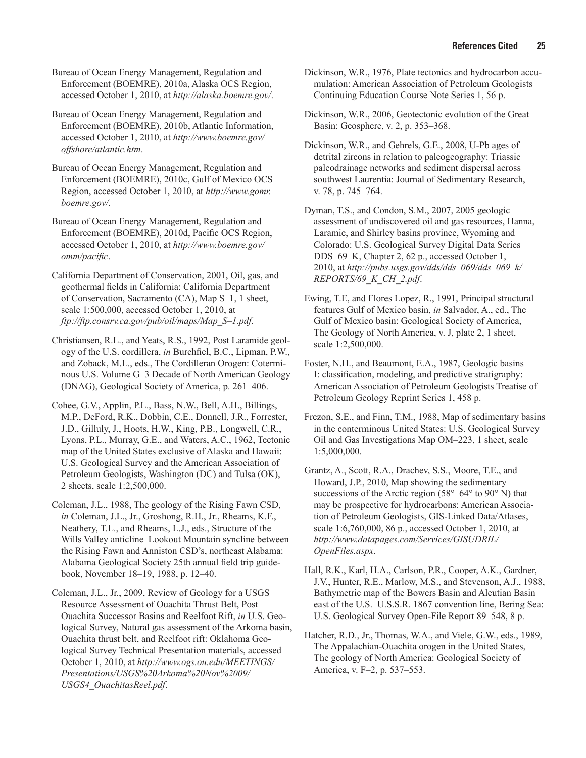Bureau of Ocean Energy Management, Regulation and Enforcement (BOEMRE), 2010a, Alaska OCS Region, accessed October 1, 2010, at *http://alaska.boemre.gov/*.

Bureau of Ocean Energy Management, Regulation and Enforcement (BOEMRE), 2010b, Atlantic Information, accessed October 1, 2010, at *http://www.boemre.gov/offshore/atlantic.htm*.

Bureau of Ocean Energy Management, Regulation and Enforcement (BOEMRE), 2010c, Gulf of Mexico OCS Region, accessed October 1, 2010, at *http://www.gomr.boemre.gov/*.

Bureau of Ocean Energy Management, Regulation and Enforcement (BOEMRE), 2010d, Pacific OCS Region, accessed October 1, 2010, at *http://www.boemre.gov/omm/pacific*.

California Department of Conservation, 2001, Oil, gas, and geothermal fields in California: California Department of Conservation, Sacramento (CA), Map S–1, 1 sheet, scale 1:500,000, accessed October 1, 2010, at *ftp://ftp.consrv.ca.gov/pub/oil/maps/Map_S–1.pdf*.

Christiansen, R.L., and Yeats, R.S., 1992, Post Laramide geology of the U.S. cordillera, *in* Burchfiel, B.C., Lipman, P.W., and Zoback, M.L., eds., The Cordilleran Orogen: Coterminous U.S. Volume G–3 Decade of North American Geology (DNAG), Geological Society of America, p. 261–406.

Cohee, G.V., Applin, P.L., Bass, N.W., Bell, A.H., Billings, M.P., DeFord, R.K., Dobbin, C.E., Donnell, J.R., Forrester, J.D., Gilluly, J., Hoots, H.W., King, P.B., Longwell, C.R., Lyons, P.L., Murray, G.E., and Waters, A.C., 1962, Tectonic map of the United States exclusive of Alaska and Hawaii: U.S. Geological Survey and the American Association of Petroleum Geologists, Washington (DC) and Tulsa (OK), 2 sheets, scale 1:2,500,000.

Coleman, J.L., 1988, The geology of the Rising Fawn CSD, *in* Coleman, J.L., Jr., Groshong, R.H., Jr., Rheams, K.F., Neathery, T.L., and Rheams, L.J., eds., Structure of the Wills Valley anticline–Lookout Mountain syncline between the Rising Fawn and Anniston CSD's, northeast Alabama: Alabama Geological Society 25th annual field trip guidebook, November 18–19, 1988, p. 12–40.

Coleman, J.L., Jr., 2009, Review of Geology for a USGS Resource Assessment of Ouachita Thrust Belt, Post–Ouachita Successor Basins and Reelfoot Rift, *in* U.S. Geological Survey, Natural gas assessment of the Arkoma basin, Ouachita thrust belt, and Reelfoot rift: Oklahoma Geological Survey Technical Presentation materials, accessed October 1, 2010, at *http://www.ogs.ou.edu/MEETINGS/Presentations/USGS%20Arkoma%20Nov%2009/USGS4_OuachitasReel.pdf*.

Dickinson, W.R., 1976, Plate tectonics and hydrocarbon accumulation: American Association of Petroleum Geologists Continuing Education Course Note Series 1, 56 p.

Dickinson, W.R., 2006, Geotectonic evolution of the Great Basin: Geosphere, v. 2, p. 353–368.

Dickinson, W.R., and Gehrels, G.E., 2008, U-Pb ages of detrital zircons in relation to paleogeography: Triassic paleodrainage networks and sediment dispersal across southwest Laurentia: Journal of Sedimentary Research, v. 78, p. 745–764.

Dyman, T.S., and Condon, S.M., 2007, 2005 geologic assessment of undiscovered oil and gas resources, Hanna, Laramie, and Shirley basins province, Wyoming and Colorado: U.S. Geological Survey Digital Data Series DDS–69–K, Chapter 2, 62 p., accessed October 1, 2010, at *http://pubs.usgs.gov/dds/dds–069/dds–069–k/REPORTS/69_K_CH_2.pdf*.

Ewing, T.E, and Flores Lopez, R., 1991, Principal structural features Gulf of Mexico basin, *in* Salvador, A., ed., The Gulf of Mexico basin: Geological Society of America, The Geology of North America, v. J, plate 2, 1 sheet, scale 1:2,500,000.

Foster, N.H., and Beaumont, E.A., 1987, Geologic basins I: classification, modeling, and predictive stratigraphy: American Association of Petroleum Geologists Treatise of Petroleum Geology Reprint Series 1, 458 p.

Frezon, S.E., and Finn, T.M., 1988, Map of sedimentary basins in the conterminous United States: U.S. Geological Survey Oil and Gas Investigations Map OM–223, 1 sheet, scale 1:5,000,000.

Grantz, A., Scott, R.A., Drachev, S.S., Moore, T.E., and Howard, J.P., 2010, Map showing the sedimentary successions of the Arctic region (58°–64° to 90° N) that may be prospective for hydrocarbons: American Association of Petroleum Geologists, GIS-Linked Data/Atlases, scale 1:6,760,000, 86 p., accessed October 1, 2010, at *http://www.datapages.com/Services/GISUDRIL/OpenFiles.aspx*.

Hall, R.K., Karl, H.A., Carlson, P.R., Cooper, A.K., Gardner, J.V., Hunter, R.E., Marlow, M.S., and Stevenson, A.J., 1988, Bathymetric map of the Bowers Basin and Aleutian Basin east of the U.S.–U.S.S.R. 1867 convention line, Bering Sea: U.S. Geological Survey Open-File Report 89–548, 8 p.

Hatcher, R.D., Jr., Thomas, W.A., and Viele, G.W., eds., 1989, The Appalachian-Ouachita orogen in the United States, The geology of North America: Geological Society of America, v. F–2, p. 537–553.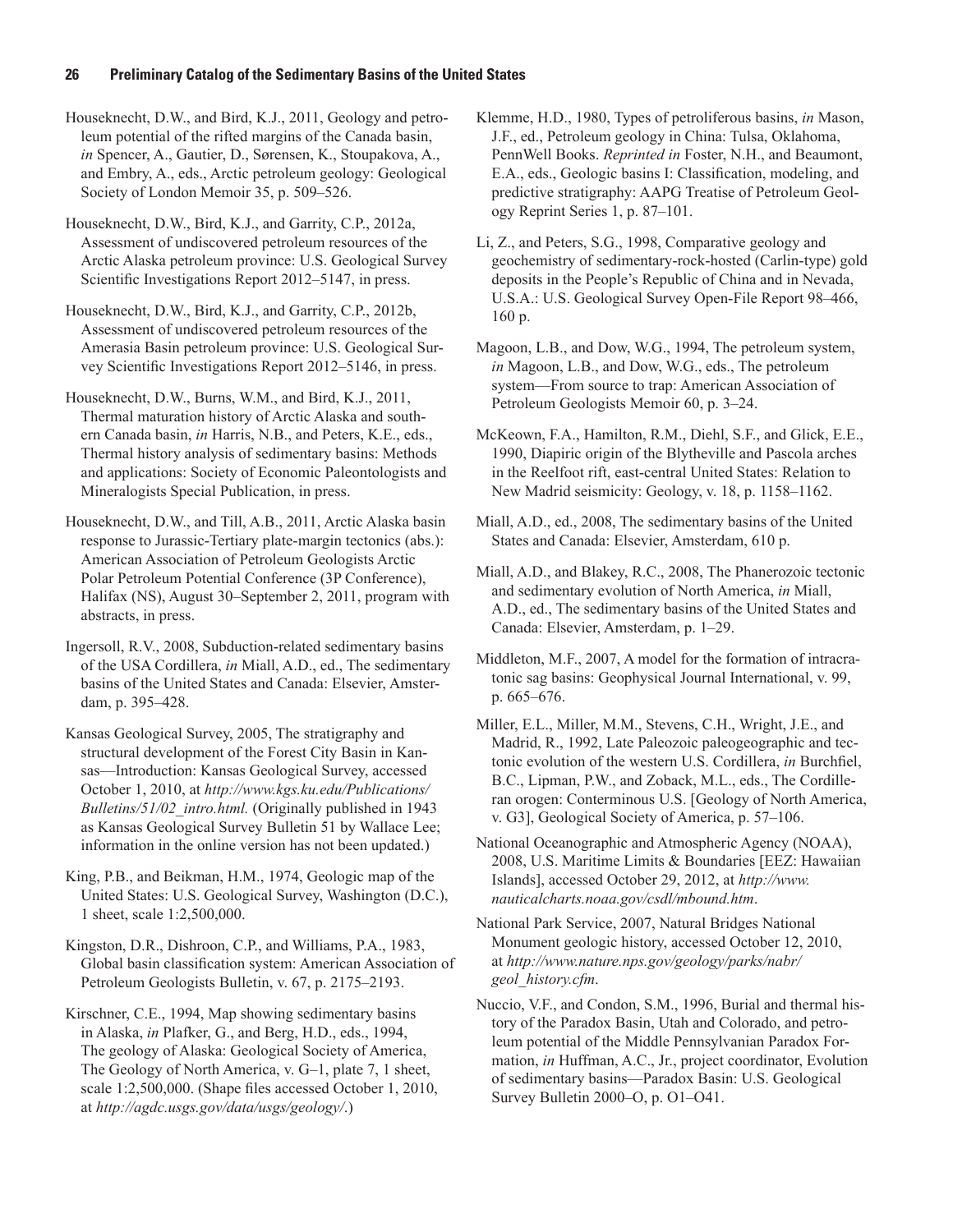Houseknecht, D.W., and Bird, K.J., 2011, Geology and petroleum potential of the rifted margins of the Canada basin, *in* Spencer, A., Gautier, D., Sørensen, K., Stoupakova, A., and Embry, A., eds., Arctic petroleum geology: Geological Society of London Memoir 35, p. 509–526.

Houseknecht, D.W., Bird, K.J., and Garrity, C.P., 2012a, Assessment of undiscovered petroleum resources of the Arctic Alaska petroleum province: U.S. Geological Survey Scientific Investigations Report 2012–5147, in press.

Houseknecht, D.W., Bird, K.J., and Garrity, C.P., 2012b, Assessment of undiscovered petroleum resources of the Amerasia Basin petroleum province: U.S. Geological Survey Scientific Investigations Report 2012–5146, in press.

Houseknecht, D.W., Burns, W.M., and Bird, K.J., 2011, Thermal maturation history of Arctic Alaska and southern Canada basin, *in* Harris, N.B., and Peters, K.E., eds., Thermal history analysis of sedimentary basins: Methods and applications: Society of Economic Paleontologists and Mineralogists Special Publication, in press.

Houseknecht, D.W., and Till, A.B., 2011, Arctic Alaska basin response to Jurassic-Tertiary plate-margin tectonics (abs.): American Association of Petroleum Geologists Arctic Polar Petroleum Potential Conference (3P Conference), Halifax (NS), August 30–September 2, 2011, program with abstracts, in press.

Ingersoll, R.V., 2008, Subduction-related sedimentary basins of the USA Cordillera, *in* Miall, A.D., ed., The sedimentary basins of the United States and Canada: Elsevier, Amsterdam, p. 395–428.

Kansas Geological Survey, 2005, The stratigraphy and structural development of the Forest City Basin in Kansas—Introduction: Kansas Geological Survey, accessed October 1, 2010, at *http://www.kgs.ku.edu/Publications/Bulletins/51/02_intro.html.* (Originally published in 1943 as Kansas Geological Survey Bulletin 51 by Wallace Lee; information in the online version has not been updated.)

King, P.B., and Beikman, H.M., 1974, Geologic map of the United States: U.S. Geological Survey, Washington (D.C.), 1 sheet, scale 1:2,500,000.

Kingston, D.R., Dishroon, C.P., and Williams, P.A., 1983, Global basin classification system: American Association of Petroleum Geologists Bulletin, v. 67, p. 2175–2193.

Kirschner, C.E., 1994, Map showing sedimentary basins in Alaska, *in* Plafker, G., and Berg, H.D., eds., 1994, The geology of Alaska: Geological Society of America, The Geology of North America, v. G–1, plate 7, 1 sheet, scale 1:2,500,000. (Shape files accessed October 1, 2010, at *http://agdc.usgs.gov/data/usgs/geology/*.)

Klemme, H.D., 1980, Types of petroliferous basins, *in* Mason, J.F., ed., Petroleum geology in China: Tulsa, Oklahoma, PennWell Books. *Reprinted in* Foster, N.H., and Beaumont, E.A., eds., Geologic basins I: Classification, modeling, and predictive stratigraphy: AAPG Treatise of Petroleum Geology Reprint Series 1, p. 87–101.

Li, Z., and Peters, S.G., 1998, Comparative geology and geochemistry of sedimentary-rock-hosted (Carlin-type) gold deposits in the People's Republic of China and in Nevada, U.S.A.: U.S. Geological Survey Open-File Report 98–466, 160 p.

Magoon, L.B., and Dow, W.G., 1994, The petroleum system, *in* Magoon, L.B., and Dow, W.G., eds., The petroleum system—From source to trap: American Association of Petroleum Geologists Memoir 60, p. 3–24.

McKeown, F.A., Hamilton, R.M., Diehl, S.F., and Glick, E.E., 1990, Diapiric origin of the Blytheville and Pascola arches in the Reelfoot rift, east-central United States: Relation to New Madrid seismicity: Geology, v. 18, p. 1158–1162.

Miall, A.D., ed., 2008, The sedimentary basins of the United States and Canada: Elsevier, Amsterdam, 610 p.

Miall, A.D., and Blakey, R.C., 2008, The Phanerozoic tectonic and sedimentary evolution of North America, *in* Miall, A.D., ed., The sedimentary basins of the United States and Canada: Elsevier, Amsterdam, p. 1–29.

Middleton, M.F., 2007, A model for the formation of intracratonic sag basins: Geophysical Journal International, v. 99, p. 665–676.

Miller, E.L., Miller, M.M., Stevens, C.H., Wright, J.E., and Madrid, R., 1992, Late Paleozoic paleogeographic and tectonic evolution of the western U.S. Cordillera, *in* Burchfiel, B.C., Lipman, P.W., and Zoback, M.L., eds., The Cordilleran orogen: Conterminous U.S. [Geology of North America, v. G3], Geological Society of America, p. 57–106.

National Oceanographic and Atmospheric Agency (NOAA), 2008, U.S. Maritime Limits & Boundaries [EEZ: Hawaiian Islands], accessed October 29, 2012, at *http://www.nauticalcharts.noaa.gov/csdl/mbound.htm*.

National Park Service, 2007, Natural Bridges National Monument geologic history, accessed October 12, 2010, at *http://www.nature.nps.gov/geology/parks/nabr/geol_history.cfm*.

Nuccio, V.F., and Condon, S.M., 1996, Burial and thermal history of the Paradox Basin, Utah and Colorado, and petroleum potential of the Middle Pennsylvanian Paradox Formation, *in* Huffman, A.C., Jr., project coordinator, Evolution of sedimentary basins—Paradox Basin: U.S. Geological Survey Bulletin 2000–O, p. O1–O41.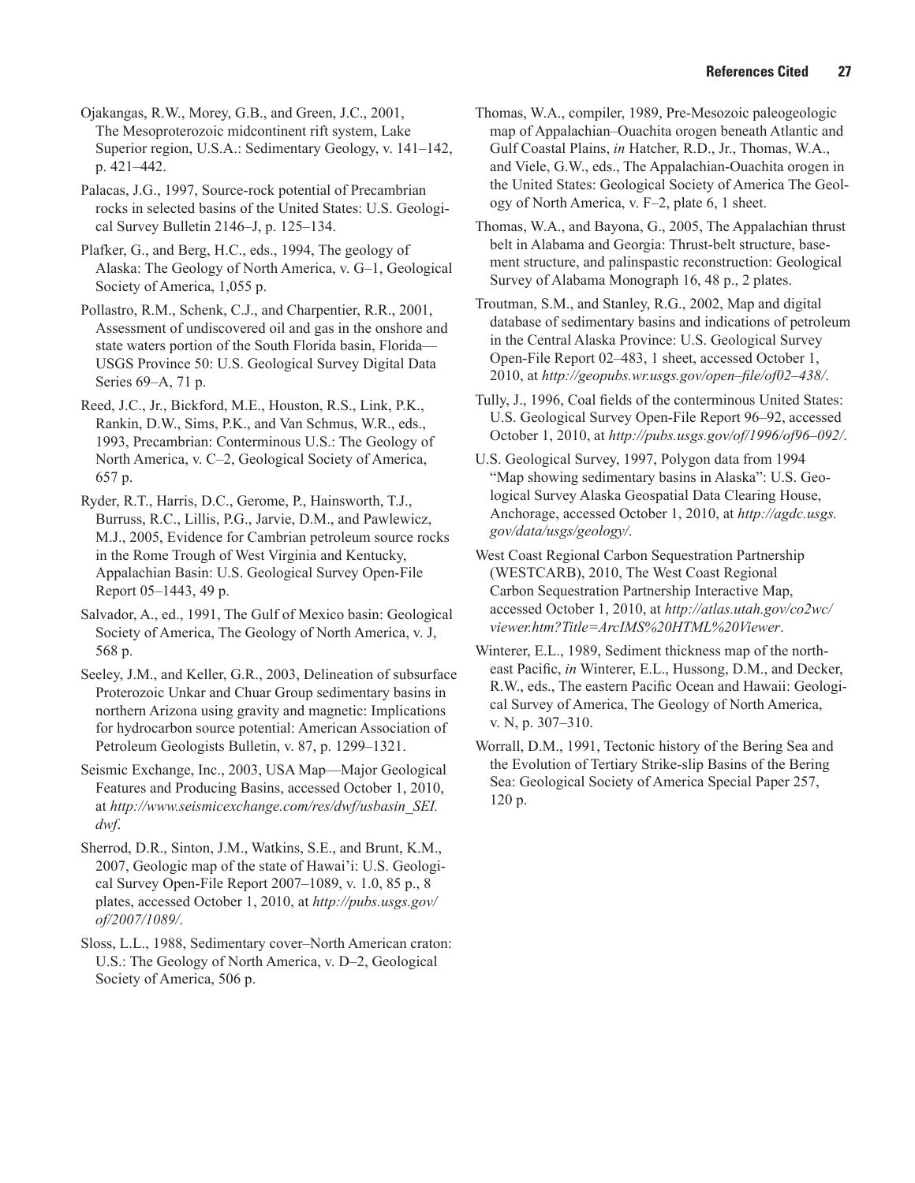Ojakangas, R.W., Morey, G.B., and Green, J.C., 2001, The Mesoproterozoic midcontinent rift system, Lake Superior region, U.S.A.: Sedimentary Geology, v. 141–142, p. 421–442.

Palacas, J.G., 1997, Source-rock potential of Precambrian rocks in selected basins of the United States: U.S. Geological Survey Bulletin 2146–J, p. 125–134.

Plafker, G., and Berg, H.C., eds., 1994, The geology of Alaska: The Geology of North America, v. G–1, Geological Society of America, 1,055 p.

Pollastro, R.M., Schenk, C.J., and Charpentier, R.R., 2001, Assessment of undiscovered oil and gas in the onshore and state waters portion of the South Florida basin, Florida—USGS Province 50: U.S. Geological Survey Digital Data Series 69–A, 71 p.

Reed, J.C., Jr., Bickford, M.E., Houston, R.S., Link, P.K., Rankin, D.W., Sims, P.K., and Van Schmus, W.R., eds., 1993, Precambrian: Conterminous U.S.: The Geology of North America, v. C–2, Geological Society of America, 657 p.

Ryder, R.T., Harris, D.C., Gerome, P., Hainsworth, T.J., Burruss, R.C., Lillis, P.G., Jarvie, D.M., and Pawlewicz, M.J., 2005, Evidence for Cambrian petroleum source rocks in the Rome Trough of West Virginia and Kentucky, Appalachian Basin: U.S. Geological Survey Open-File Report 05–1443, 49 p.

Salvador, A., ed., 1991, The Gulf of Mexico basin: Geological Society of America, The Geology of North America, v. J, 568 p.

Seeley, J.M., and Keller, G.R., 2003, Delineation of subsurface Proterozoic Unkar and Chuar Group sedimentary basins in northern Arizona using gravity and magnetic: Implications for hydrocarbon source potential: American Association of Petroleum Geologists Bulletin, v. 87, p. 1299–1321.

Seismic Exchange, Inc., 2003, USA Map—Major Geological Features and Producing Basins, accessed October 1, 2010, at *http://www.seismicexchange.com/res/dwf/usbasin_SEI.dwf*.

Sherrod, D.R., Sinton, J.M., Watkins, S.E., and Brunt, K.M., 2007, Geologic map of the state of Hawai'i: U.S. Geological Survey Open-File Report 2007–1089, v. 1.0, 85 p., 8 plates, accessed October 1, 2010, at *http://pubs.usgs.gov/of/2007/1089/*.

Sloss, L.L., 1988, Sedimentary cover–North American craton: U.S.: The Geology of North America, v. D–2, Geological Society of America, 506 p.

Thomas, W.A., compiler, 1989, Pre-Mesozoic paleogeologic map of Appalachian–Ouachita orogen beneath Atlantic and Gulf Coastal Plains, *in* Hatcher, R.D., Jr., Thomas, W.A., and Viele, G.W., eds., The Appalachian-Ouachita orogen in the United States: Geological Society of America The Geology of North America, v. F–2, plate 6, 1 sheet.

Thomas, W.A., and Bayona, G., 2005, The Appalachian thrust belt in Alabama and Georgia: Thrust-belt structure, basement structure, and palinspastic reconstruction: Geological Survey of Alabama Monograph 16, 48 p., 2 plates.

Troutman, S.M., and Stanley, R.G., 2002, Map and digital database of sedimentary basins and indications of petroleum in the Central Alaska Province: U.S. Geological Survey Open-File Report 02–483, 1 sheet, accessed October 1, 2010, at *http://geopubs.wr.usgs.gov/open–file/of02–438/*.

Tully, J., 1996, Coal fields of the conterminous United States: U.S. Geological Survey Open-File Report 96–92, accessed October 1, 2010, at *http://pubs.usgs.gov/of/1996/of96–092/*.

U.S. Geological Survey, 1997, Polygon data from 1994 "Map showing sedimentary basins in Alaska": U.S. Geological Survey Alaska Geospatial Data Clearing House, Anchorage, accessed October 1, 2010, at *http://agdc.usgs.gov/data/usgs/geology/*.

West Coast Regional Carbon Sequestration Partnership (WESTCARB), 2010, The West Coast Regional Carbon Sequestration Partnership Interactive Map, accessed October 1, 2010, at *http://atlas.utah.gov/co2wc/viewer.htm?Title=ArcIMS%20HTML%20Viewer*.

Winterer, E.L., 1989, Sediment thickness map of the northeast Pacific, *in* Winterer, E.L., Hussong, D.M., and Decker, R.W., eds., The eastern Pacific Ocean and Hawaii: Geological Survey of America, The Geology of North America, v. N, p. 307–310.

Worrall, D.M., 1991, Tectonic history of the Bering Sea and the Evolution of Tertiary Strike-slip Basins of the Bering Sea: Geological Society of America Special Paper 257, 120 p.